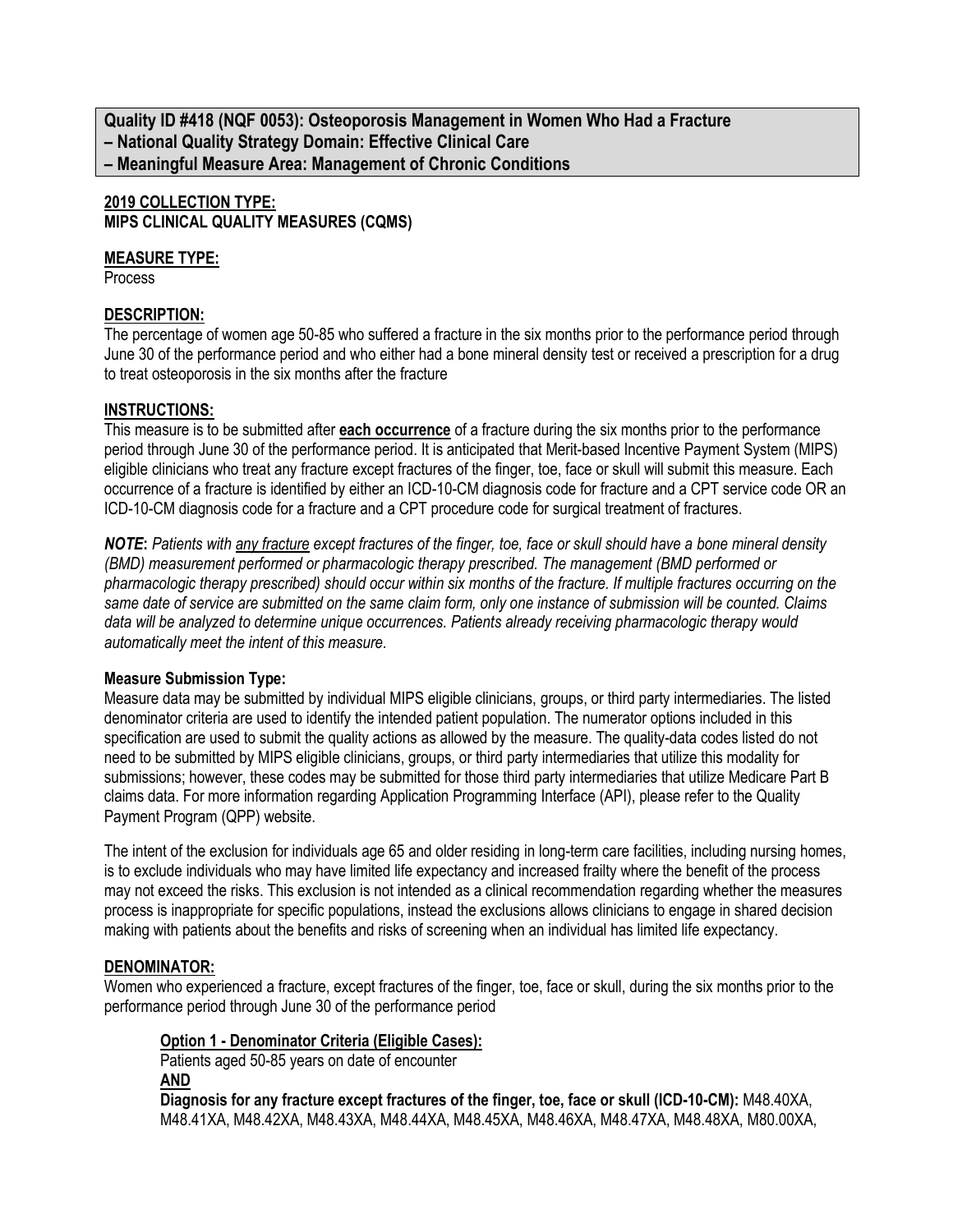**Quality ID #418 (NQF 0053): Osteoporosis Management in Women Who Had a Fracture**
**– National Quality Strategy Domain: Effective Clinical Care**
**– Meaningful Measure Area: Management of Chronic Conditions**

**2019 COLLECTION TYPE:**
**MIPS CLINICAL QUALITY MEASURES (CQMS)**

**MEASURE TYPE:**
Process

**DESCRIPTION:**
The percentage of women age 50-85 who suffered a fracture in the six months prior to the performance period through June 30 of the performance period and who either had a bone mineral density test or received a prescription for a drug to treat osteoporosis in the six months after the fracture

**INSTRUCTIONS:**
This measure is to be submitted after **each occurrence** of a fracture during the six months prior to the performance period through June 30 of the performance period. It is anticipated that Merit-based Incentive Payment System (MIPS) eligible clinicians who treat any fracture except fractures of the finger, toe, face or skull will submit this measure. Each occurrence of a fracture is identified by either an ICD-10-CM diagnosis code for fracture and a CPT service code OR an ICD-10-CM diagnosis code for a fracture and a CPT procedure code for surgical treatment of fractures.

***NOTE*****:** *Patients with any fracture except fractures of the finger, toe, face or skull should have a bone mineral density (BMD) measurement performed or pharmacologic therapy prescribed. The management (BMD performed or pharmacologic therapy prescribed) should occur within six months of the fracture. If multiple fractures occurring on the same date of service are submitted on the same claim form, only one instance of submission will be counted. Claims data will be analyzed to determine unique occurrences. Patients already receiving pharmacologic therapy would automatically meet the intent of this measure.*

**Measure Submission Type:**
Measure data may be submitted by individual MIPS eligible clinicians, groups, or third party intermediaries. The listed denominator criteria are used to identify the intended patient population. The numerator options included in this specification are used to submit the quality actions as allowed by the measure. The quality-data codes listed do not need to be submitted by MIPS eligible clinicians, groups, or third party intermediaries that utilize this modality for submissions; however, these codes may be submitted for those third party intermediaries that utilize Medicare Part B claims data. For more information regarding Application Programming Interface (API), please refer to the Quality Payment Program (QPP) website.

The intent of the exclusion for individuals age 65 and older residing in long-term care facilities, including nursing homes, is to exclude individuals who may have limited life expectancy and increased frailty where the benefit of the process may not exceed the risks. This exclusion is not intended as a clinical recommendation regarding whether the measures process is inappropriate for specific populations, instead the exclusions allows clinicians to engage in shared decision making with patients about the benefits and risks of screening when an individual has limited life expectancy.

**DENOMINATOR:**
Women who experienced a fracture, except fractures of the finger, toe, face or skull, during the six months prior to the performance period through June 30 of the performance period

**Option 1 - Denominator Criteria (Eligible Cases):**
Patients aged 50-85 years on date of encounter
**AND**
**Diagnosis for any fracture except fractures of the finger, toe, face or skull (ICD-10-CM):** M48.40XA, M48.41XA, M48.42XA, M48.43XA, M48.44XA, M48.45XA, M48.46XA, M48.47XA, M48.48XA, M80.00XA,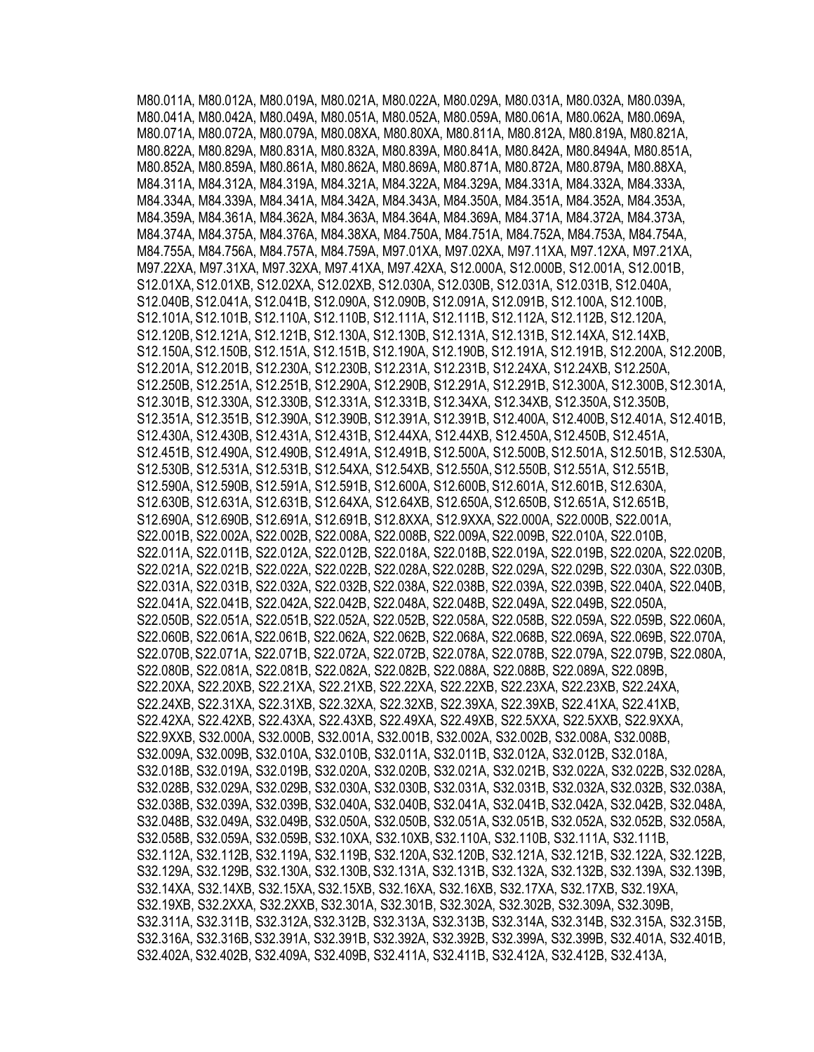M80.011A, M80.012A, M80.019A, M80.021A, M80.022A, M80.029A, M80.031A, M80.032A, M80.039A, M80.041A, M80.042A, M80.049A, M80.051A, M80.052A, M80.059A, M80.061A, M80.062A, M80.069A, M80.071A, M80.072A, M80.079A, M80.08XA, M80.80XA, M80.811A, M80.812A, M80.819A, M80.821A, M80.822A, M80.829A, M80.831A, M80.832A, M80.839A, M80.841A, M80.842A, M80.8494A, M80.851A, M80.852A, M80.859A, M80.861A, M80.862A, M80.869A, M80.871A, M80.872A, M80.879A, M80.88XA, M84.311A, M84.312A, M84.319A, M84.321A, M84.322A, M84.329A, M84.331A, M84.332A, M84.333A, M84.334A, M84.339A, M84.341A, M84.342A, M84.343A, M84.350A, M84.351A, M84.352A, M84.353A, M84.359A, M84.361A, M84.362A, M84.363A, M84.364A, M84.369A, M84.371A, M84.372A, M84.373A, M84.374A, M84.375A, M84.376A, M84.38XA, M84.750A, M84.751A, M84.752A, M84.753A, M84.754A, M84.755A, M84.756A, M84.757A, M84.759A, M97.01XA, M97.02XA, M97.11XA, M97.12XA, M97.21XA, M97.22XA, M97.31XA, M97.32XA, M97.41XA, M97.42XA, S12.000A, S12.000B, S12.001A, S12.001B, S12.01XA, S12.01XB, S12.02XA, S12.02XB, S12.030A, S12.030B, S12.031A, S12.031B, S12.040A, S12.040B, S12.041A, S12.041B, S12.090A, S12.090B, S12.091A, S12.091B, S12.100A, S12.100B, S12.101A, S12.101B, S12.110A, S12.110B, S12.111A, S12.111B, S12.112A, S12.112B, S12.120A, S12.120B, S12.121A, S12.121B, S12.130A, S12.130B, S12.131A, S12.131B, S12.14XA, S12.14XB, S12.150A, S12.150B, S12.151A, S12.151B, S12.190A, S12.190B, S12.191A, S12.191B, S12.200A, S12.200B, S12.201A, S12.201B, S12.230A, S12.230B, S12.231A, S12.231B, S12.24XA, S12.24XB, S12.250A, S12.250B, S12.251A, S12.251B, S12.290A, S12.290B, S12.291A, S12.291B, S12.300A, S12.300B, S12.301A, S12.301B, S12.330A, S12.330B, S12.331A, S12.331B, S12.34XA, S12.34XB, S12.350A, S12.350B, S12.351A, S12.351B, S12.390A, S12.390B, S12.391A, S12.391B, S12.400A, S12.400B, S12.401A, S12.401B, S12.430A, S12.430B, S12.431A, S12.431B, S12.44XA, S12.44XB, S12.450A, S12.450B, S12.451A, S12.451B, S12.490A, S12.490B, S12.491A, S12.491B, S12.500A, S12.500B, S12.501A, S12.501B, S12.530A, S12.530B, S12.531A, S12.531B, S12.54XA, S12.54XB, S12.550A, S12.550B, S12.551A, S12.551B, S12.590A, S12.590B, S12.591A, S12.591B, S12.600A, S12.600B, S12.601A, S12.601B, S12.630A, S12.630B, S12.631A, S12.631B, S12.64XA, S12.64XB, S12.650A, S12.650B, S12.651A, S12.651B, S12.690A, S12.690B, S12.691A, S12.691B, S12.8XXA, S12.9XXA, S22.000A, S22.000B, S22.001A, S22.001B, S22.002A, S22.002B, S22.008A, S22.008B, S22.009A, S22.009B, S22.010A, S22.010B, S22.011A, S22.011B, S22.012A, S22.012B, S22.018A, S22.018B, S22.019A, S22.019B, S22.020A, S22.020B, S22.021A, S22.021B, S22.022A, S22.022B, S22.028A, S22.028B, S22.029A, S22.029B, S22.030A, S22.030B, S22.031A, S22.031B, S22.032A, S22.032B, S22.038A, S22.038B, S22.039A, S22.039B, S22.040A, S22.040B, S22.041A, S22.041B, S22.042A, S22.042B, S22.048A, S22.048B, S22.049A, S22.049B, S22.050A, S22.050B, S22.051A, S22.051B, S22.052A, S22.052B, S22.058A, S22.058B, S22.059A, S22.059B, S22.060A, S22.060B, S22.061A, S22.061B, S22.062A, S22.062B, S22.068A, S22.068B, S22.069A, S22.069B, S22.070A, S22.070B, S22.071A, S22.071B, S22.072A, S22.072B, S22.078A, S22.078B, S22.079A, S22.079B, S22.080A, S22.080B, S22.081A, S22.081B, S22.082A, S22.082B, S22.088A, S22.088B, S22.089A, S22.089B, S22.20XA, S22.20XB, S22.21XA, S22.21XB, S22.22XA, S22.22XB, S22.23XA, S22.23XB, S22.24XA, S22.24XB, S22.31XA, S22.31XB, S22.32XA, S22.32XB, S22.39XA, S22.39XB, S22.41XA, S22.41XB, S22.42XA, S22.42XB, S22.43XA, S22.43XB, S22.49XA, S22.49XB, S22.5XXA, S22.5XXB, S22.9XXA, S22.9XXB, S32.000A, S32.000B, S32.001A, S32.001B, S32.002A, S32.002B, S32.008A, S32.008B, S32.009A, S32.009B, S32.010A, S32.010B, S32.011A, S32.011B, S32.012A, S32.012B, S32.018A, S32.018B, S32.019A, S32.019B, S32.020A, S32.020B, S32.021A, S32.021B, S32.022A, S32.022B, S32.028A, S32.028B, S32.029A, S32.029B, S32.030A, S32.030B, S32.031A, S32.031B, S32.032A, S32.032B, S32.038A, S32.038B, S32.039A, S32.039B, S32.040A, S32.040B, S32.041A, S32.041B, S32.042A, S32.042B, S32.048A, S32.048B, S32.049A, S32.049B, S32.050A, S32.050B, S32.051A, S32.051B, S32.052A, S32.052B, S32.058A, S32.058B, S32.059A, S32.059B, S32.10XA, S32.10XB, S32.110A, S32.110B, S32.111A, S32.111B, S32.112A, S32.112B, S32.119A, S32.119B, S32.120A, S32.120B, S32.121A, S32.121B, S32.122A, S32.122B, S32.129A, S32.129B, S32.130A, S32.130B, S32.131A, S32.131B, S32.132A, S32.132B, S32.139A, S32.139B, S32.14XA, S32.14XB, S32.15XA, S32.15XB, S32.16XA, S32.16XB, S32.17XA, S32.17XB, S32.19XA, S32.19XB, S32.2XXA, S32.2XXB, S32.301A, S32.301B, S32.302A, S32.302B, S32.309A, S32.309B, S32.311A, S32.311B, S32.312A, S32.312B, S32.313A, S32.313B, S32.314A, S32.314B, S32.315A, S32.315B, S32.316A, S32.316B, S32.391A, S32.391B, S32.392A, S32.392B, S32.399A, S32.399B, S32.401A, S32.401B, S32.402A, S32.402B, S32.409A, S32.409B, S32.411A, S32.411B, S32.412A, S32.412B, S32.413A,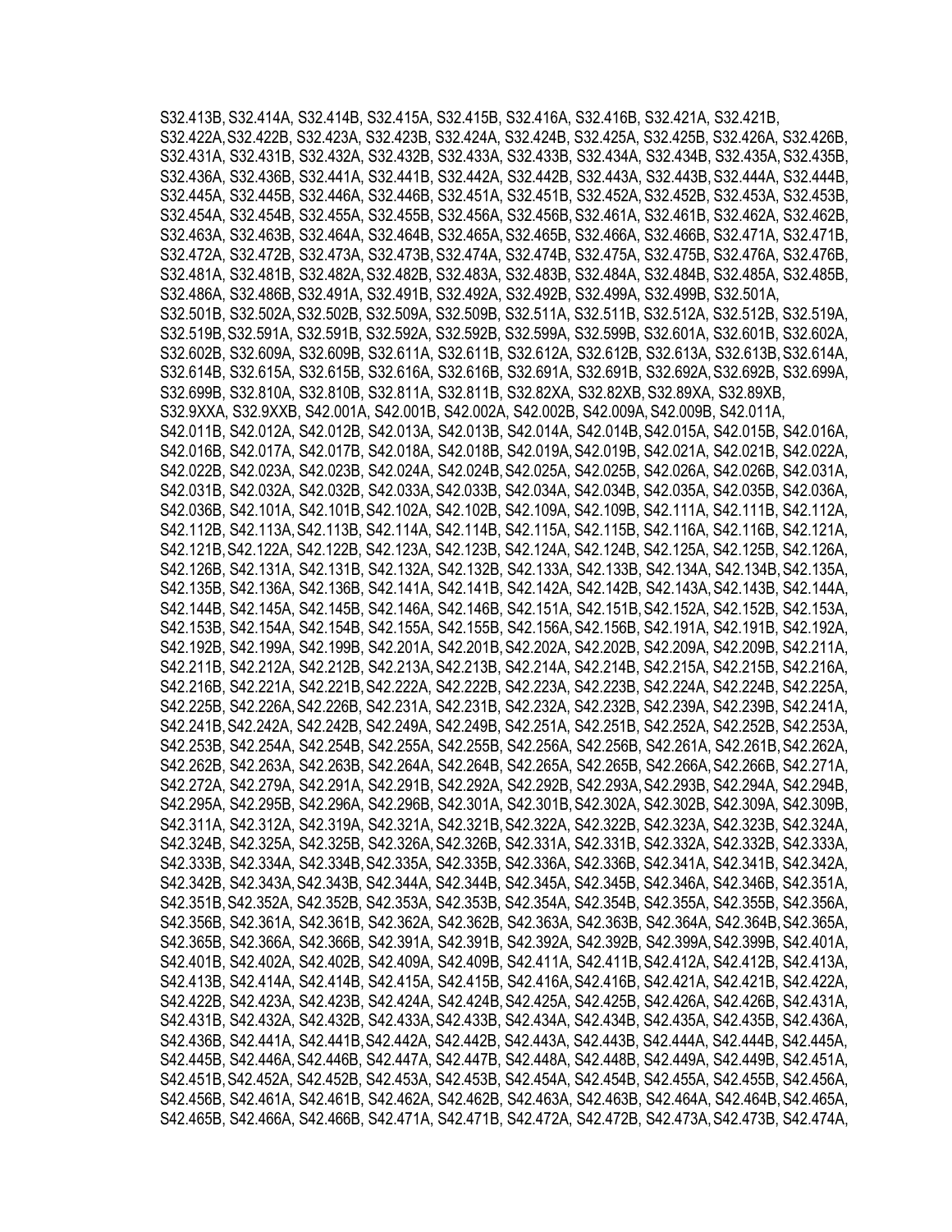S32.413B, S32.414A, S32.414B, S32.415A, S32.415B, S32.416A, S32.416B, S32.421A, S32.421B, S32.422A, S32.422B, S32.423A, S32.423B, S32.424A, S32.424B, S32.425A, S32.425B, S32.426A, S32.426B, S32.431A, S32.431B, S32.432A, S32.432B, S32.433A, S32.433B, S32.434A, S32.434B, S32.435A, S32.435B, S32.436A, S32.436B, S32.441A, S32.441B, S32.442A, S32.442B, S32.443A, S32.443B, S32.444A, S32.444B, S32.445A, S32.445B, S32.446A, S32.446B, S32.451A, S32.451B, S32.452A, S32.452B, S32.453A, S32.453B, S32.454A, S32.454B, S32.455A, S32.455B, S32.456A, S32.456B, S32.461A, S32.461B, S32.462A, S32.462B, S32.463A, S32.463B, S32.464A, S32.464B, S32.465A, S32.465B, S32.466A, S32.466B, S32.471A, S32.471B, S32.472A, S32.472B, S32.473A, S32.473B, S32.474A, S32.474B, S32.475A, S32.475B, S32.476A, S32.476B, S32.481A, S32.481B, S32.482A, S32.482B, S32.483A, S32.483B, S32.484A, S32.484B, S32.485A, S32.485B, S32.486A, S32.486B, S32.491A, S32.491B, S32.492A, S32.492B, S32.499A, S32.499B, S32.501A, S32.501B, S32.502A, S32.502B, S32.509A, S32.509B, S32.511A, S32.511B, S32.512A, S32.512B, S32.519A, S32.519B, S32.591A, S32.591B, S32.592A, S32.592B, S32.599A, S32.599B, S32.601A, S32.601B, S32.602A, S32.602B, S32.609A, S32.609B, S32.611A, S32.611B, S32.612A, S32.612B, S32.613A, S32.613B, S32.614A, S32.614B, S32.615A, S32.615B, S32.616A, S32.616B, S32.691A, S32.691B, S32.692A, S32.692B, S32.699A, S32.699B, S32.810A, S32.810B, S32.811A, S32.811B, S32.82XA, S32.82XB, S32.89XA, S32.89XB, S32.9XXA, S32.9XXB, S42.001A, S42.001B, S42.002A, S42.002B, S42.009A, S42.009B, S42.011A, S42.011B, S42.012A, S42.012B, S42.013A, S42.013B, S42.014A, S42.014B, S42.015A, S42.015B, S42.016A, S42.016B, S42.017A, S42.017B, S42.018A, S42.018B, S42.019A, S42.019B, S42.021A, S42.021B, S42.022A, S42.022B, S42.023A, S42.023B, S42.024A, S42.024B, S42.025A, S42.025B, S42.026A, S42.026B, S42.031A, S42.031B, S42.032A, S42.032B, S42.033A, S42.033B, S42.034A, S42.034B, S42.035A, S42.035B, S42.036A, S42.036B, S42.101A, S42.101B, S42.102A, S42.102B, S42.109A, S42.109B, S42.111A, S42.111B, S42.112A, S42.112B, S42.113A, S42.113B, S42.114A, S42.114B, S42.115A, S42.115B, S42.116A, S42.116B, S42.121A, S42.121B, S42.122A, S42.122B, S42.123A, S42.123B, S42.124A, S42.124B, S42.125A, S42.125B, S42.126A, S42.126B, S42.131A, S42.131B, S42.132A, S42.132B, S42.133A, S42.133B, S42.134A, S42.134B, S42.135A, S42.135B, S42.136A, S42.136B, S42.141A, S42.141B, S42.142A, S42.142B, S42.143A, S42.143B, S42.144A, S42.144B, S42.145A, S42.145B, S42.146A, S42.146B, S42.151A, S42.151B, S42.152A, S42.152B, S42.153A, S42.153B, S42.154A, S42.154B, S42.155A, S42.155B, S42.156A, S42.156B, S42.191A, S42.191B, S42.192A, S42.192B, S42.199A, S42.199B, S42.201A, S42.201B, S42.202A, S42.202B, S42.209A, S42.209B, S42.211A, S42.211B, S42.212A, S42.212B, S42.213A, S42.213B, S42.214A, S42.214B, S42.215A, S42.215B, S42.216A, S42.216B, S42.221A, S42.221B, S42.222A, S42.222B, S42.223A, S42.223B, S42.224A, S42.224B, S42.225A, S42.225B, S42.226A, S42.226B, S42.231A, S42.231B, S42.232A, S42.232B, S42.239A, S42.239B, S42.241A, S42.241B, S42.242A, S42.242B, S42.249A, S42.249B, S42.251A, S42.251B, S42.252A, S42.252B, S42.253A, S42.253B, S42.254A, S42.254B, S42.255A, S42.255B, S42.256A, S42.256B, S42.261A, S42.261B, S42.262A, S42.262B, S42.263A, S42.263B, S42.264A, S42.264B, S42.265A, S42.265B, S42.266A, S42.266B, S42.271A, S42.272A, S42.279A, S42.291A, S42.291B, S42.292A, S42.292B, S42.293A, S42.293B, S42.294A, S42.294B, S42.295A, S42.295B, S42.296A, S42.296B, S42.301A, S42.301B, S42.302A, S42.302B, S42.309A, S42.309B, S42.311A, S42.312A, S42.319A, S42.321A, S42.321B, S42.322A, S42.322B, S42.323A, S42.323B, S42.324A, S42.324B, S42.325A, S42.325B, S42.326A, S42.326B, S42.331A, S42.331B, S42.332A, S42.332B, S42.333A, S42.333B, S42.334A, S42.334B, S42.335A, S42.335B, S42.336A, S42.336B, S42.341A, S42.341B, S42.342A, S42.342B, S42.343A, S42.343B, S42.344A, S42.344B, S42.345A, S42.345B, S42.346A, S42.346B, S42.351A, S42.351B, S42.352A, S42.352B, S42.353A, S42.353B, S42.354A, S42.354B, S42.355A, S42.355B, S42.356A, S42.356B, S42.361A, S42.361B, S42.362A, S42.362B, S42.363A, S42.363B, S42.364A, S42.364B, S42.365A, S42.365B, S42.366A, S42.366B, S42.391A, S42.391B, S42.392A, S42.392B, S42.399A, S42.399B, S42.401A, S42.401B, S42.402A, S42.402B, S42.409A, S42.409B, S42.411A, S42.411B, S42.412A, S42.412B, S42.413A, S42.413B, S42.414A, S42.414B, S42.415A, S42.415B, S42.416A, S42.416B, S42.421A, S42.421B, S42.422A, S42.422B, S42.423A, S42.423B, S42.424A, S42.424B, S42.425A, S42.425B, S42.426A, S42.426B, S42.431A, S42.431B, S42.432A, S42.432B, S42.433A, S42.433B, S42.434A, S42.434B, S42.435A, S42.435B, S42.436A, S42.436B, S42.441A, S42.441B, S42.442A, S42.442B, S42.443A, S42.443B, S42.444A, S42.444B, S42.445A, S42.445B, S42.446A, S42.446B, S42.447A, S42.447B, S42.448A, S42.448B, S42.449A, S42.449B, S42.451A, S42.451B, S42.452A, S42.452B, S42.453A, S42.453B, S42.454A, S42.454B, S42.455A, S42.455B, S42.456A, S42.456B, S42.461A, S42.461B, S42.462A, S42.462B, S42.463A, S42.463B, S42.464A, S42.464B, S42.465A, S42.465B, S42.466A, S42.466B, S42.471A, S42.471B, S42.472A, S42.472B, S42.473A, S42.473B, S42.474A,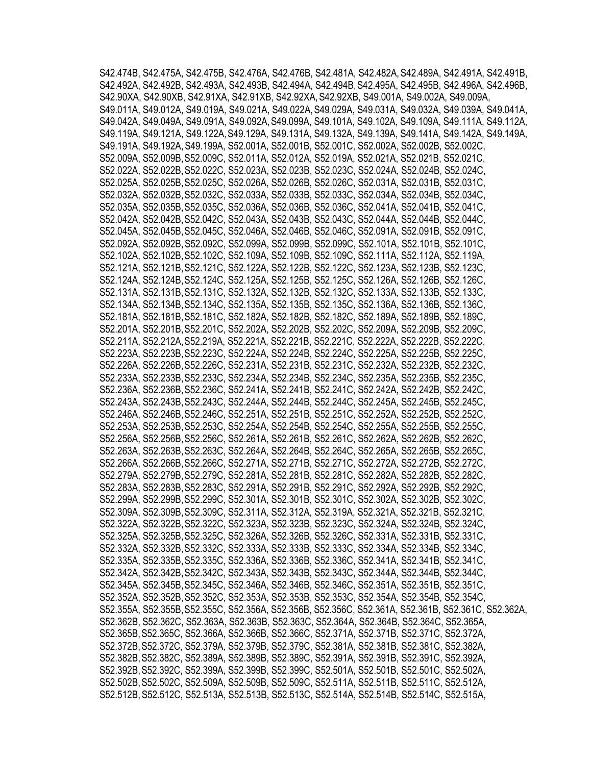S42.474B, S42.475A, S42.475B, S42.476A, S42.476B, S42.481A, S42.482A, S42.489A, S42.491A, S42.491B, S42.492A, S42.492B, S42.493A, S42.493B, S42.494A, S42.494B, S42.495A, S42.495B, S42.496A, S42.496B, S42.90XA, S42.90XB, S42.91XA, S42.91XB, S42.92XA, S42.92XB, S49.001A, S49.002A, S49.009A, S49.011A, S49.012A, S49.019A, S49.021A, S49.022A, S49.029A, S49.031A, S49.032A, S49.039A, S49.041A, S49.042A, S49.049A, S49.091A, S49.092A, S49.099A, S49.101A, S49.102A, S49.109A, S49.111A, S49.112A, S49.119A, S49.121A, S49.122A, S49.129A, S49.131A, S49.132A, S49.139A, S49.141A, S49.142A, S49.149A, S49.191A, S49.192A, S49.199A, S52.001A, S52.001B, S52.001C, S52.002A, S52.002B, S52.002C, S52.009A, S52.009B, S52.009C, S52.011A, S52.012A, S52.019A, S52.021A, S52.021B, S52.021C, S52.022A, S52.022B, S52.022C, S52.023A, S52.023B, S52.023C, S52.024A, S52.024B, S52.024C, S52.025A, S52.025B, S52.025C, S52.026A, S52.026B, S52.026C, S52.031A, S52.031B, S52.031C, S52.032A, S52.032B, S52.032C, S52.033A, S52.033B, S52.033C, S52.034A, S52.034B, S52.034C, S52.035A, S52.035B, S52.035C, S52.036A, S52.036B, S52.036C, S52.041A, S52.041B, S52.041C, S52.042A, S52.042B, S52.042C, S52.043A, S52.043B, S52.043C, S52.044A, S52.044B, S52.044C, S52.045A, S52.045B, S52.045C, S52.046A, S52.046B, S52.046C, S52.091A, S52.091B, S52.091C, S52.092A, S52.092B, S52.092C, S52.099A, S52.099B, S52.099C, S52.101A, S52.101B, S52.101C, S52.102A, S52.102B, S52.102C, S52.109A, S52.109B, S52.109C, S52.111A, S52.112A, S52.119A, S52.121A, S52.121B, S52.121C, S52.122A, S52.122B, S52.122C, S52.123A, S52.123B, S52.123C, S52.124A, S52.124B, S52.124C, S52.125A, S52.125B, S52.125C, S52.126A, S52.126B, S52.126C, S52.131A, S52.131B, S52.131C, S52.132A, S52.132B, S52.132C, S52.133A, S52.133B, S52.133C, S52.134A, S52.134B, S52.134C, S52.135A, S52.135B, S52.135C, S52.136A, S52.136B, S52.136C, S52.181A, S52.181B, S52.181C, S52.182A, S52.182B, S52.182C, S52.189A, S52.189B, S52.189C, S52.201A, S52.201B, S52.201C, S52.202A, S52.202B, S52.202C, S52.209A, S52.209B, S52.209C, S52.211A, S52.212A, S52.219A, S52.221A, S52.221B, S52.221C, S52.222A, S52.222B, S52.222C, S52.223A, S52.223B, S52.223C, S52.224A, S52.224B, S52.224C, S52.225A, S52.225B, S52.225C, S52.226A, S52.226B, S52.226C, S52.231A, S52.231B, S52.231C, S52.232A, S52.232B, S52.232C, S52.233A, S52.233B, S52.233C, S52.234A, S52.234B, S52.234C, S52.235A, S52.235B, S52.235C, S52.236A, S52.236B, S52.236C, S52.241A, S52.241B, S52.241C, S52.242A, S52.242B, S52.242C, S52.243A, S52.243B, S52.243C, S52.244A, S52.244B, S52.244C, S52.245A, S52.245B, S52.245C, S52.246A, S52.246B, S52.246C, S52.251A, S52.251B, S52.251C, S52.252A, S52.252B, S52.252C, S52.253A, S52.253B, S52.253C, S52.254A, S52.254B, S52.254C, S52.255A, S52.255B, S52.255C, S52.256A, S52.256B, S52.256C, S52.261A, S52.261B, S52.261C, S52.262A, S52.262B, S52.262C, S52.263A, S52.263B, S52.263C, S52.264A, S52.264B, S52.264C, S52.265A, S52.265B, S52.265C, S52.266A, S52.266B, S52.266C, S52.271A, S52.271B, S52.271C, S52.272A, S52.272B, S52.272C, S52.279A, S52.279B, S52.279C, S52.281A, S52.281B, S52.281C, S52.282A, S52.282B, S52.282C, S52.283A, S52.283B, S52.283C, S52.291A, S52.291B, S52.291C, S52.292A, S52.292B, S52.292C, S52.299A, S52.299B, S52.299C, S52.301A, S52.301B, S52.301C, S52.302A, S52.302B, S52.302C, S52.309A, S52.309B, S52.309C, S52.311A, S52.312A, S52.319A, S52.321A, S52.321B, S52.321C, S52.322A, S52.322B, S52.322C, S52.323A, S52.323B, S52.323C, S52.324A, S52.324B, S52.324C, S52.325A, S52.325B, S52.325C, S52.326A, S52.326B, S52.326C, S52.331A, S52.331B, S52.331C, S52.332A, S52.332B, S52.332C, S52.333A, S52.333B, S52.333C, S52.334A, S52.334B, S52.334C, S52.335A, S52.335B, S52.335C, S52.336A, S52.336B, S52.336C, S52.341A, S52.341B, S52.341C, S52.342A, S52.342B, S52.342C, S52.343A, S52.343B, S52.343C, S52.344A, S52.344B, S52.344C, S52.345A, S52.345B, S52.345C, S52.346A, S52.346B, S52.346C, S52.351A, S52.351B, S52.351C, S52.352A, S52.352B, S52.352C, S52.353A, S52.353B, S52.353C, S52.354A, S52.354B, S52.354C, S52.355A, S52.355B, S52.355C, S52.356A, S52.356B, S52.356C, S52.361A, S52.361B, S52.361C, S52.362A, S52.362B, S52.362C, S52.363A, S52.363B, S52.363C, S52.364A, S52.364B, S52.364C, S52.365A, S52.365B, S52.365C, S52.366A, S52.366B, S52.366C, S52.371A, S52.371B, S52.371C, S52.372A, S52.372B, S52.372C, S52.379A, S52.379B, S52.379C, S52.381A, S52.381B, S52.381C, S52.382A, S52.382B, S52.382C, S52.389A, S52.389B, S52.389C, S52.391A, S52.391B, S52.391C, S52.392A, S52.392B, S52.392C, S52.399A, S52.399B, S52.399C, S52.501A, S52.501B, S52.501C, S52.502A, S52.502B, S52.502C, S52.509A, S52.509B, S52.509C, S52.511A, S52.511B, S52.511C, S52.512A, S52.512B, S52.512C, S52.513A, S52.513B, S52.513C, S52.514A, S52.514B, S52.514C, S52.515A,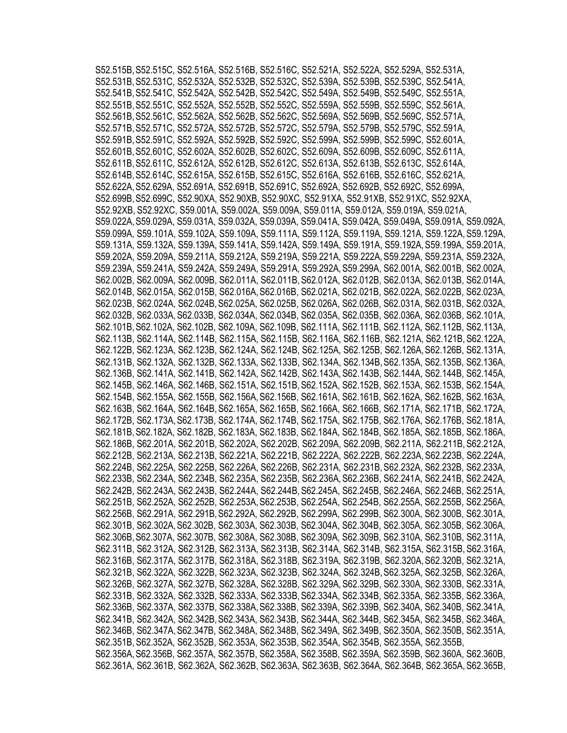S52.515B, S52.515C, S52.516A, S52.516B, S52.516C, S52.521A, S52.522A, S52.529A, S52.531A, S52.531B, S52.531C, S52.532A, S52.532B, S52.532C, S52.539A, S52.539B, S52.539C, S52.541A, S52.541B, S52.541C, S52.542A, S52.542B, S52.542C, S52.549A, S52.549B, S52.549C, S52.551A, S52.551B, S52.551C, S52.552A, S52.552B, S52.552C, S52.559A, S52.559B, S52.559C, S52.561A, S52.561B, S52.561C, S52.562A, S52.562B, S52.562C, S52.569A, S52.569B, S52.569C, S52.571A, S52.571B, S52.571C, S52.572A, S52.572B, S52.572C, S52.579A, S52.579B, S52.579C, S52.591A, S52.591B, S52.591C, S52.592A, S52.592B, S52.592C, S52.599A, S52.599B, S52.599C, S52.601A, S52.601B, S52.601C, S52.602A, S52.602B, S52.602C, S52.609A, S52.609B, S52.609C, S52.611A, S52.611B, S52.611C, S52.612A, S52.612B, S52.612C, S52.613A, S52.613B, S52.613C, S52.614A, S52.614B, S52.614C, S52.615A, S52.615B, S52.615C, S52.616A, S52.616B, S52.616C, S52.621A, S52.622A, S52.629A, S52.691A, S52.691B, S52.691C, S52.692A, S52.692B, S52.692C, S52.699A, S52.699B, S52.699C, S52.90XA, S52.90XB, S52.90XC, S52.91XA, S52.91XB, S52.91XC, S52.92XA, S52.92XB, S52.92XC, S59.001A, S59.002A, S59.009A, S59.011A, S59.012A, S59.019A, S59.021A, S59.022A, S59.029A, S59.031A, S59.032A, S59.039A, S59.041A, S59.042A, S59.049A, S59.091A, S59.092A, S59.099A, S59.101A, S59.102A, S59.109A, S59.111A, S59.112A, S59.119A, S59.121A, S59.122A, S59.129A, S59.131A, S59.132A, S59.139A, S59.141A, S59.142A, S59.149A, S59.191A, S59.192A, S59.199A, S59.201A, S59.202A, S59.209A, S59.211A, S59.212A, S59.219A, S59.221A, S59.222A, S59.229A, S59.231A, S59.232A, S59.239A, S59.241A, S59.242A, S59.249A, S59.291A, S59.292A, S59.299A, S62.001A, S62.001B, S62.002A, S62.002B, S62.009A, S62.009B, S62.011A, S62.011B, S62.012A, S62.012B, S62.013A, S62.013B, S62.014A, S62.014B, S62.015A, S62.015B, S62.016A, S62.016B, S62.021A, S62.021B, S62.022A, S62.022B, S62.023A, S62.023B, S62.024A, S62.024B, S62.025A, S62.025B, S62.026A, S62.026B, S62.031A, S62.031B, S62.032A, S62.032B, S62.033A, S62.033B, S62.034A, S62.034B, S62.035A, S62.035B, S62.036A, S62.036B, S62.101A, S62.101B, S62.102A, S62.102B, S62.109A, S62.109B, S62.111A, S62.111B, S62.112A, S62.112B, S62.113A, S62.113B, S62.114A, S62.114B, S62.115A, S62.115B, S62.116A, S62.116B, S62.121A, S62.121B, S62.122A, S62.122B, S62.123A, S62.123B, S62.124A, S62.124B, S62.125A, S62.125B, S62.126A, S62.126B, S62.131A, S62.131B, S62.132A, S62.132B, S62.133A, S62.133B, S62.134A, S62.134B, S62.135A, S62.135B, S62.136A, S62.136B, S62.141A, S62.141B, S62.142A, S62.142B, S62.143A, S62.143B, S62.144A, S62.144B, S62.145A, S62.145B, S62.146A, S62.146B, S62.151A, S62.151B, S62.152A, S62.152B, S62.153A, S62.153B, S62.154A, S62.154B, S62.155A, S62.155B, S62.156A, S62.156B, S62.161A, S62.161B, S62.162A, S62.162B, S62.163A, S62.163B, S62.164A, S62.164B, S62.165A, S62.165B, S62.166A, S62.166B, S62.171A, S62.171B, S62.172A, S62.172B, S62.173A, S62.173B, S62.174A, S62.174B, S62.175A, S62.175B, S62.176A, S62.176B, S62.181A, S62.181B, S62.182A, S62.182B, S62.183A, S62.183B, S62.184A, S62.184B, S62.185A, S62.185B, S62.186A, S62.186B, S62.201A, S62.201B, S62.202A, S62.202B, S62.209A, S62.209B, S62.211A, S62.211B, S62.212A, S62.212B, S62.213A, S62.213B, S62.221A, S62.221B, S62.222A, S62.222B, S62.223A, S62.223B, S62.224A, S62.224B, S62.225A, S62.225B, S62.226A, S62.226B, S62.231A, S62.231B, S62.232A, S62.232B, S62.233A, S62.233B, S62.234A, S62.234B, S62.235A, S62.235B, S62.236A, S62.236B, S62.241A, S62.241B, S62.242A, S62.242B, S62.243A, S62.243B, S62.244A, S62.244B, S62.245A, S62.245B, S62.246A, S62.246B, S62.251A, S62.251B, S62.252A, S62.252B, S62.253A, S62.253B, S62.254A, S62.254B, S62.255A, S62.255B, S62.256A, S62.256B, S62.291A, S62.291B, S62.292A, S62.292B, S62.299A, S62.299B, S62.300A, S62.300B, S62.301A, S62.301B, S62.302A, S62.302B, S62.303A, S62.303B, S62.304A, S62.304B, S62.305A, S62.305B, S62.306A, S62.306B, S62.307A, S62.307B, S62.308A, S62.308B, S62.309A, S62.309B, S62.310A, S62.310B, S62.311A, S62.311B, S62.312A, S62.312B, S62.313A, S62.313B, S62.314A, S62.314B, S62.315A, S62.315B, S62.316A, S62.316B, S62.317A, S62.317B, S62.318A, S62.318B, S62.319A, S62.319B, S62.320A, S62.320B, S62.321A, S62.321B, S62.322A, S62.322B, S62.323A, S62.323B, S62.324A, S62.324B, S62.325A, S62.325B, S62.326A, S62.326B, S62.327A, S62.327B, S62.328A, S62.328B, S62.329A, S62.329B, S62.330A, S62.330B, S62.331A, S62.331B, S62.332A, S62.332B, S62.333A, S62.333B, S62.334A, S62.334B, S62.335A, S62.335B, S62.336A, S62.336B, S62.337A, S62.337B, S62.338A, S62.338B, S62.339A, S62.339B, S62.340A, S62.340B, S62.341A, S62.341B, S62.342A, S62.342B, S62.343A, S62.343B, S62.344A, S62.344B, S62.345A, S62.345B, S62.346A, S62.346B, S62.347A, S62.347B, S62.348A, S62.348B, S62.349A, S62.349B, S62.350A, S62.350B, S62.351A, S62.351B, S62.352A, S62.352B, S62.353A, S62.353B, S62.354A, S62.354B, S62.355A, S62.355B, S62.356A, S62.356B, S62.357A, S62.357B, S62.358A, S62.358B, S62.359A, S62.359B, S62.360A, S62.360B, S62.361A, S62.361B, S62.362A, S62.362B, S62.363A, S62.363B, S62.364A, S62.364B, S62.365A, S62.365B,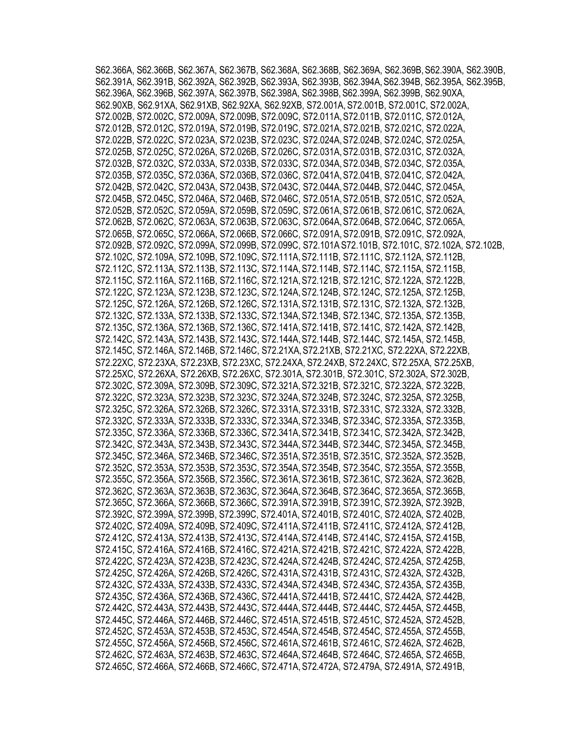S62.366A, S62.366B, S62.367A, S62.367B, S62.368A, S62.368B, S62.369A, S62.369B, S62.390A, S62.390B, S62.391A, S62.391B, S62.392A, S62.392B, S62.393A, S62.393B, S62.394A, S62.394B, S62.395A, S62.395B, S62.396A, S62.396B, S62.397A, S62.397B, S62.398A, S62.398B, S62.399A, S62.399B, S62.90XA, S62.90XB, S62.91XA, S62.91XB, S62.92XA, S62.92XB, S72.001A, S72.001B, S72.001C, S72.002A, S72.002B, S72.002C, S72.009A, S72.009B, S72.009C, S72.011A, S72.011B, S72.011C, S72.012A, S72.012B, S72.012C, S72.019A, S72.019B, S72.019C, S72.021A, S72.021B, S72.021C, S72.022A, S72.022B, S72.022C, S72.023A, S72.023B, S72.023C, S72.024A, S72.024B, S72.024C, S72.025A, S72.025B, S72.025C, S72.026A, S72.026B, S72.026C, S72.031A, S72.031B, S72.031C, S72.032A, S72.032B, S72.032C, S72.033A, S72.033B, S72.033C, S72.034A, S72.034B, S72.034C, S72.035A, S72.035B, S72.035C, S72.036A, S72.036B, S72.036C, S72.041A, S72.041B, S72.041C, S72.042A, S72.042B, S72.042C, S72.043A, S72.043B, S72.043C, S72.044A, S72.044B, S72.044C, S72.045A, S72.045B, S72.045C, S72.046A, S72.046B, S72.046C, S72.051A, S72.051B, S72.051C, S72.052A, S72.052B, S72.052C, S72.059A, S72.059B, S72.059C, S72.061A, S72.061B, S72.061C, S72.062A, S72.062B, S72.062C, S72.063A, S72.063B, S72.063C, S72.064A, S72.064B, S72.064C, S72.065A, S72.065B, S72.065C, S72.066A, S72.066B, S72.066C, S72.091A, S72.091B, S72.091C, S72.092A, S72.092B, S72.092C, S72.099A, S72.099B, S72.099C, S72.101A S72.101B, S72.101C, S72.102A, S72.102B, S72.102C, S72.109A, S72.109B, S72.109C, S72.111A, S72.111B, S72.111C, S72.112A, S72.112B, S72.112C, S72.113A, S72.113B, S72.113C, S72.114A, S72.114B, S72.114C, S72.115A, S72.115B, S72.115C, S72.116A, S72.116B, S72.116C, S72.121A, S72.121B, S72.121C, S72.122A, S72.122B, S72.122C, S72.123A, S72.123B, S72.123C, S72.124A, S72.124B, S72.124C, S72.125A, S72.125B, S72.125C, S72.126A, S72.126B, S72.126C, S72.131A, S72.131B, S72.131C, S72.132A, S72.132B, S72.132C, S72.133A, S72.133B, S72.133C, S72.134A, S72.134B, S72.134C, S72.135A, S72.135B, S72.135C, S72.136A, S72.136B, S72.136C, S72.141A, S72.141B, S72.141C, S72.142A, S72.142B, S72.142C, S72.143A, S72.143B, S72.143C, S72.144A, S72.144B, S72.144C, S72.145A, S72.145B, S72.145C, S72.146A, S72.146B, S72.146C, S72.21XA, S72.21XB, S72.21XC, S72.22XA, S72.22XB, S72.22XC, S72.23XA, S72.23XB, S72.23XC, S72.24XA, S72.24XB, S72.24XC, S72.25XA, S72.25XB, S72.25XC, S72.26XA, S72.26XB, S72.26XC, S72.301A, S72.301B, S72.301C, S72.302A, S72.302B, S72.302C, S72.309A, S72.309B, S72.309C, S72.321A, S72.321B, S72.321C, S72.322A, S72.322B, S72.322C, S72.323A, S72.323B, S72.323C, S72.324A, S72.324B, S72.324C, S72.325A, S72.325B, S72.325C, S72.326A, S72.326B, S72.326C, S72.331A, S72.331B, S72.331C, S72.332A, S72.332B, S72.332C, S72.333A, S72.333B, S72.333C, S72.334A, S72.334B, S72.334C, S72.335A, S72.335B, S72.335C, S72.336A, S72.336B, S72.336C, S72.341A, S72.341B, S72.341C, S72.342A, S72.342B, S72.342C, S72.343A, S72.343B, S72.343C, S72.344A, S72.344B, S72.344C, S72.345A, S72.345B, S72.345C, S72.346A, S72.346B, S72.346C, S72.351A, S72.351B, S72.351C, S72.352A, S72.352B, S72.352C, S72.353A, S72.353B, S72.353C, S72.354A, S72.354B, S72.354C, S72.355A, S72.355B, S72.355C, S72.356A, S72.356B, S72.356C, S72.361A, S72.361B, S72.361C, S72.362A, S72.362B, S72.362C, S72.363A, S72.363B, S72.363C, S72.364A, S72.364B, S72.364C, S72.365A, S72.365B, S72.365C, S72.366A, S72.366B, S72.366C, S72.391A, S72.391B, S72.391C, S72.392A, S72.392B, S72.392C, S72.399A, S72.399B, S72.399C, S72.401A, S72.401B, S72.401C, S72.402A, S72.402B, S72.402C, S72.409A, S72.409B, S72.409C, S72.411A, S72.411B, S72.411C, S72.412A, S72.412B, S72.412C, S72.413A, S72.413B, S72.413C, S72.414A, S72.414B, S72.414C, S72.415A, S72.415B, S72.415C, S72.416A, S72.416B, S72.416C, S72.421A, S72.421B, S72.421C, S72.422A, S72.422B, S72.422C, S72.423A, S72.423B, S72.423C, S72.424A, S72.424B, S72.424C, S72.425A, S72.425B, S72.425C, S72.426A, S72.426B, S72.426C, S72.431A, S72.431B, S72.431C, S72.432A, S72.432B, S72.432C, S72.433A, S72.433B, S72.433C, S72.434A, S72.434B, S72.434C, S72.435A, S72.435B, S72.435C, S72.436A, S72.436B, S72.436C, S72.441A, S72.441B, S72.441C, S72.442A, S72.442B, S72.442C, S72.443A, S72.443B, S72.443C, S72.444A, S72.444B, S72.444C, S72.445A, S72.445B, S72.445C, S72.446A, S72.446B, S72.446C, S72.451A, S72.451B, S72.451C, S72.452A, S72.452B, S72.452C, S72.453A, S72.453B, S72.453C, S72.454A, S72.454B, S72.454C, S72.455A, S72.455B, S72.455C, S72.456A, S72.456B, S72.456C, S72.461A, S72.461B, S72.461C, S72.462A, S72.462B, S72.462C, S72.463A, S72.463B, S72.463C, S72.464A, S72.464B, S72.464C, S72.465A, S72.465B, S72.465C, S72.466A, S72.466B, S72.466C, S72.471A, S72.472A, S72.479A, S72.491A, S72.491B,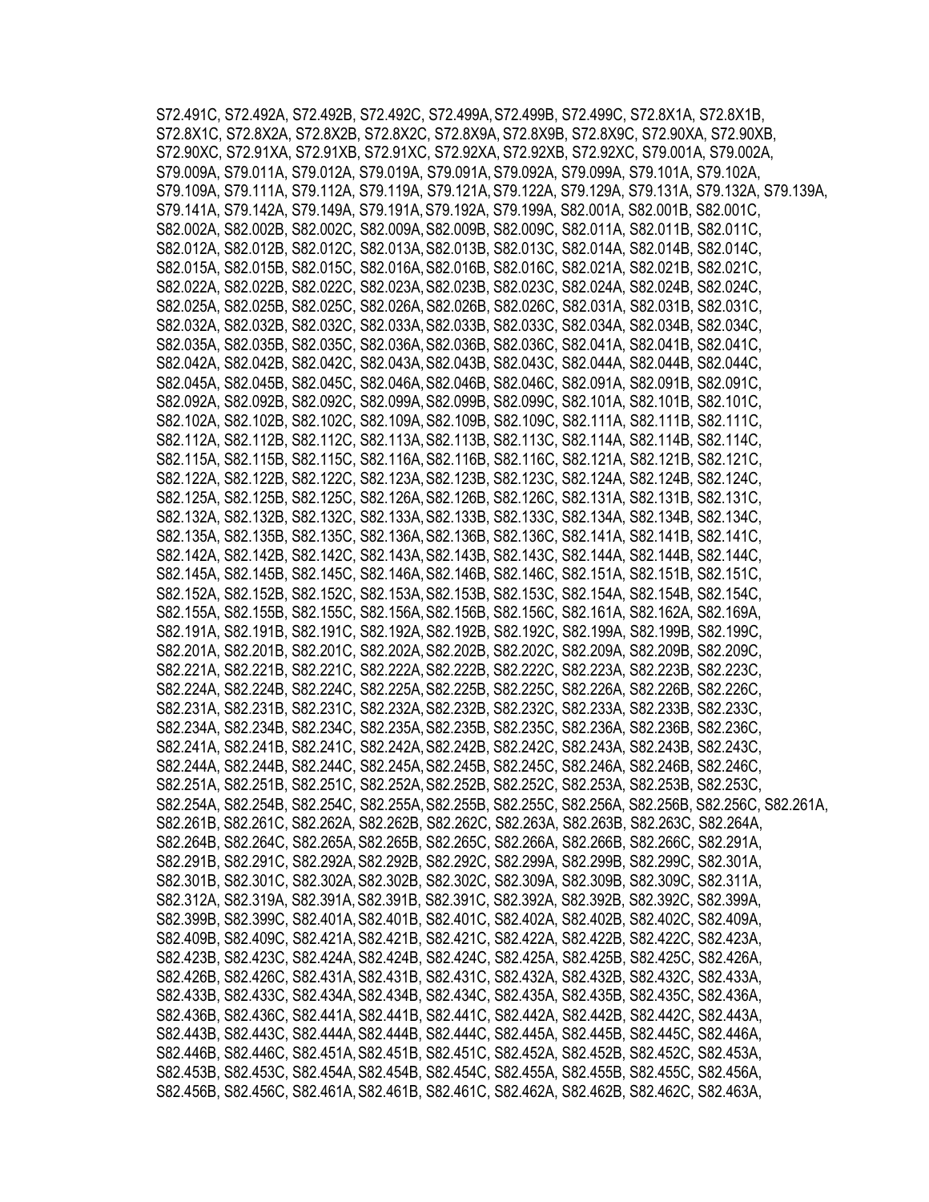S72.491C, S72.492A, S72.492B, S72.492C, S72.499A, S72.499B, S72.499C, S72.8X1A, S72.8X1B, S72.8X1C, S72.8X2A, S72.8X2B, S72.8X2C, S72.8X9A, S72.8X9B, S72.8X9C, S72.90XA, S72.90XB, S72.90XC, S72.91XA, S72.91XB, S72.91XC, S72.92XA, S72.92XB, S72.92XC, S79.001A, S79.002A, S79.009A, S79.011A, S79.012A, S79.019A, S79.091A, S79.092A, S79.099A, S79.101A, S79.102A, S79.109A, S79.111A, S79.112A, S79.119A, S79.121A, S79.122A, S79.129A, S79.131A, S79.132A, S79.139A, S79.141A, S79.142A, S79.149A, S79.191A, S79.192A, S79.199A, S82.001A, S82.001B, S82.001C, S82.002A, S82.002B, S82.002C, S82.009A, S82.009B, S82.009C, S82.011A, S82.011B, S82.011C, S82.012A, S82.012B, S82.012C, S82.013A, S82.013B, S82.013C, S82.014A, S82.014B, S82.014C, S82.015A, S82.015B, S82.015C, S82.016A, S82.016B, S82.016C, S82.021A, S82.021B, S82.021C, S82.022A, S82.022B, S82.022C, S82.023A, S82.023B, S82.023C, S82.024A, S82.024B, S82.024C, S82.025A, S82.025B, S82.025C, S82.026A, S82.026B, S82.026C, S82.031A, S82.031B, S82.031C, S82.032A, S82.032B, S82.032C, S82.033A, S82.033B, S82.033C, S82.034A, S82.034B, S82.034C, S82.035A, S82.035B, S82.035C, S82.036A, S82.036B, S82.036C, S82.041A, S82.041B, S82.041C, S82.042A, S82.042B, S82.042C, S82.043A, S82.043B, S82.043C, S82.044A, S82.044B, S82.044C, S82.045A, S82.045B, S82.045C, S82.046A, S82.046B, S82.046C, S82.091A, S82.091B, S82.091C, S82.092A, S82.092B, S82.092C, S82.099A, S82.099B, S82.099C, S82.101A, S82.101B, S82.101C, S82.102A, S82.102B, S82.102C, S82.109A, S82.109B, S82.109C, S82.111A, S82.111B, S82.111C, S82.112A, S82.112B, S82.112C, S82.113A, S82.113B, S82.113C, S82.114A, S82.114B, S82.114C, S82.115A, S82.115B, S82.115C, S82.116A, S82.116B, S82.116C, S82.121A, S82.121B, S82.121C, S82.122A, S82.122B, S82.122C, S82.123A, S82.123B, S82.123C, S82.124A, S82.124B, S82.124C, S82.125A, S82.125B, S82.125C, S82.126A, S82.126B, S82.126C, S82.131A, S82.131B, S82.131C, S82.132A, S82.132B, S82.132C, S82.133A, S82.133B, S82.133C, S82.134A, S82.134B, S82.134C, S82.135A, S82.135B, S82.135C, S82.136A, S82.136B, S82.136C, S82.141A, S82.141B, S82.141C, S82.142A, S82.142B, S82.142C, S82.143A, S82.143B, S82.143C, S82.144A, S82.144B, S82.144C, S82.145A, S82.145B, S82.145C, S82.146A, S82.146B, S82.146C, S82.151A, S82.151B, S82.151C, S82.152A, S82.152B, S82.152C, S82.153A, S82.153B, S82.153C, S82.154A, S82.154B, S82.154C, S82.155A, S82.155B, S82.155C, S82.156A, S82.156B, S82.156C, S82.161A, S82.162A, S82.169A, S82.191A, S82.191B, S82.191C, S82.192A, S82.192B, S82.192C, S82.199A, S82.199B, S82.199C, S82.201A, S82.201B, S82.201C, S82.202A, S82.202B, S82.202C, S82.209A, S82.209B, S82.209C, S82.221A, S82.221B, S82.221C, S82.222A, S82.222B, S82.222C, S82.223A, S82.223B, S82.223C, S82.224A, S82.224B, S82.224C, S82.225A, S82.225B, S82.225C, S82.226A, S82.226B, S82.226C, S82.231A, S82.231B, S82.231C, S82.232A, S82.232B, S82.232C, S82.233A, S82.233B, S82.233C, S82.234A, S82.234B, S82.234C, S82.235A, S82.235B, S82.235C, S82.236A, S82.236B, S82.236C, S82.241A, S82.241B, S82.241C, S82.242A, S82.242B, S82.242C, S82.243A, S82.243B, S82.243C, S82.244A, S82.244B, S82.244C, S82.245A, S82.245B, S82.245C, S82.246A, S82.246B, S82.246C, S82.251A, S82.251B, S82.251C, S82.252A, S82.252B, S82.252C, S82.253A, S82.253B, S82.253C, S82.254A, S82.254B, S82.254C, S82.255A, S82.255B, S82.255C, S82.256A, S82.256B, S82.256C, S82.261A, S82.261B, S82.261C, S82.262A, S82.262B, S82.262C, S82.263A, S82.263B, S82.263C, S82.264A, S82.264B, S82.264C, S82.265A, S82.265B, S82.265C, S82.266A, S82.266B, S82.266C, S82.291A, S82.291B, S82.291C, S82.292A, S82.292B, S82.292C, S82.299A, S82.299B, S82.299C, S82.301A, S82.301B, S82.301C, S82.302A, S82.302B, S82.302C, S82.309A, S82.309B, S82.309C, S82.311A, S82.312A, S82.319A, S82.391A, S82.391B, S82.391C, S82.392A, S82.392B, S82.392C, S82.399A, S82.399B, S82.399C, S82.401A, S82.401B, S82.401C, S82.402A, S82.402B, S82.402C, S82.409A, S82.409B, S82.409C, S82.421A, S82.421B, S82.421C, S82.422A, S82.422B, S82.422C, S82.423A, S82.423B, S82.423C, S82.424A, S82.424B, S82.424C, S82.425A, S82.425B, S82.425C, S82.426A, S82.426B, S82.426C, S82.431A, S82.431B, S82.431C, S82.432A, S82.432B, S82.432C, S82.433A, S82.433B, S82.433C, S82.434A, S82.434B, S82.434C, S82.435A, S82.435B, S82.435C, S82.436A, S82.436B, S82.436C, S82.441A, S82.441B, S82.441C, S82.442A, S82.442B, S82.442C, S82.443A, S82.443B, S82.443C, S82.444A, S82.444B, S82.444C, S82.445A, S82.445B, S82.445C, S82.446A, S82.446B, S82.446C, S82.451A, S82.451B, S82.451C, S82.452A, S82.452B, S82.452C, S82.453A, S82.453B, S82.453C, S82.454A, S82.454B, S82.454C, S82.455A, S82.455B, S82.455C, S82.456A, S82.456B, S82.456C, S82.461A, S82.461B, S82.461C, S82.462A, S82.462B, S82.462C, S82.463A,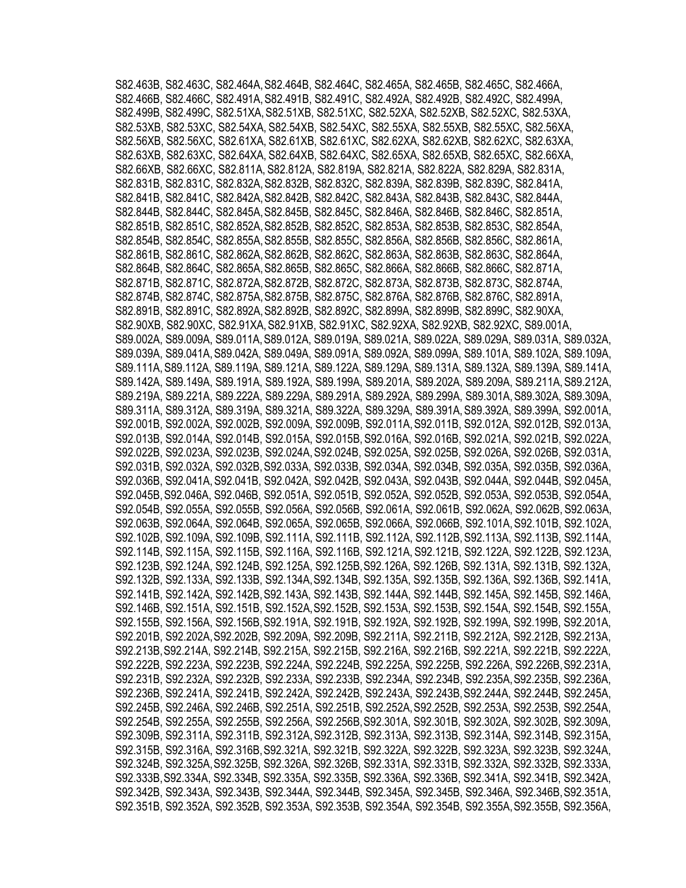S82.463B, S82.463C, S82.464A, S82.464B, S82.464C, S82.465A, S82.465B, S82.465C, S82.466A, S82.466B, S82.466C, S82.491A, S82.491B, S82.491C, S82.492A, S82.492B, S82.492C, S82.499A, S82.499B, S82.499C, S82.51XA, S82.51XB, S82.51XC, S82.52XA, S82.52XB, S82.52XC, S82.53XA, S82.53XB, S82.53XC, S82.54XA, S82.54XB, S82.54XC, S82.55XA, S82.55XB, S82.55XC, S82.56XA, S82.56XB, S82.56XC, S82.61XA, S82.61XB, S82.61XC, S82.62XA, S82.62XB, S82.62XC, S82.63XA, S82.63XB, S82.63XC, S82.64XA, S82.64XB, S82.64XC, S82.65XA, S82.65XB, S82.65XC, S82.66XA, S82.66XB, S82.66XC, S82.811A, S82.812A, S82.819A, S82.821A, S82.822A, S82.829A, S82.831A, S82.831B, S82.831C, S82.832A, S82.832B, S82.832C, S82.839A, S82.839B, S82.839C, S82.841A, S82.841B, S82.841C, S82.842A, S82.842B, S82.842C, S82.843A, S82.843B, S82.843C, S82.844A, S82.844B, S82.844C, S82.845A, S82.845B, S82.845C, S82.846A, S82.846B, S82.846C, S82.851A, S82.851B, S82.851C, S82.852A, S82.852B, S82.852C, S82.853A, S82.853B, S82.853C, S82.854A, S82.854B, S82.854C, S82.855A, S82.855B, S82.855C, S82.856A, S82.856B, S82.856C, S82.861A, S82.861B, S82.861C, S82.862A, S82.862B, S82.862C, S82.863A, S82.863B, S82.863C, S82.864A, S82.864B, S82.864C, S82.865A, S82.865B, S82.865C, S82.866A, S82.866B, S82.866C, S82.871A, S82.871B, S82.871C, S82.872A, S82.872B, S82.872C, S82.873A, S82.873B, S82.873C, S82.874A, S82.874B, S82.874C, S82.875A, S82.875B, S82.875C, S82.876A, S82.876B, S82.876C, S82.891A, S82.891B, S82.891C, S82.892A, S82.892B, S82.892C, S82.899A, S82.899B, S82.899C, S82.90XA, S82.90XB, S82.90XC, S82.91XA, S82.91XB, S82.91XC, S82.92XA, S82.92XB, S82.92XC, S89.001A, S89.002A, S89.009A, S89.011A, S89.012A, S89.019A, S89.021A, S89.022A, S89.029A, S89.031A, S89.032A, S89.039A, S89.041A, S89.042A, S89.049A, S89.091A, S89.092A, S89.099A, S89.101A, S89.102A, S89.109A, S89.111A, S89.112A, S89.119A, S89.121A, S89.122A, S89.129A, S89.131A, S89.132A, S89.139A, S89.141A, S89.142A, S89.149A, S89.191A, S89.192A, S89.199A, S89.201A, S89.202A, S89.209A, S89.211A, S89.212A, S89.219A, S89.221A, S89.222A, S89.229A, S89.291A, S89.292A, S89.299A, S89.301A, S89.302A, S89.309A, S89.311A, S89.312A, S89.319A, S89.321A, S89.322A, S89.329A, S89.391A, S89.392A, S89.399A, S92.001A, S92.001B, S92.002A, S92.002B, S92.009A, S92.009B, S92.011A, S92.011B, S92.012A, S92.012B, S92.013A, S92.013B, S92.014A, S92.014B, S92.015A, S92.015B, S92.016A, S92.016B, S92.021A, S92.021B, S92.022A, S92.022B, S92.023A, S92.023B, S92.024A, S92.024B, S92.025A, S92.025B, S92.026A, S92.026B, S92.031A, S92.031B, S92.032A, S92.032B, S92.033A, S92.033B, S92.034A, S92.034B, S92.035A, S92.035B, S92.036A, S92.036B, S92.041A, S92.041B, S92.042A, S92.042B, S92.043A, S92.043B, S92.044A, S92.044B, S92.045A, S92.045B, S92.046A, S92.046B, S92.051A, S92.051B, S92.052A, S92.052B, S92.053A, S92.053B, S92.054A, S92.054B, S92.055A, S92.055B, S92.056A, S92.056B, S92.061A, S92.061B, S92.062A, S92.062B, S92.063A, S92.063B, S92.064A, S92.064B, S92.065A, S92.065B, S92.066A, S92.066B, S92.101A, S92.101B, S92.102A, S92.102B, S92.109A, S92.109B, S92.111A, S92.111B, S92.112A, S92.112B, S92.113A, S92.113B, S92.114A, S92.114B, S92.115A, S92.115B, S92.116A, S92.116B, S92.121A, S92.121B, S92.122A, S92.122B, S92.123A, S92.123B, S92.124A, S92.124B, S92.125A, S92.125B, S92.126A, S92.126B, S92.131A, S92.131B, S92.132A, S92.132B, S92.133A, S92.133B, S92.134A, S92.134B, S92.135A, S92.135B, S92.136A, S92.136B, S92.141A, S92.141B, S92.142A, S92.142B, S92.143A, S92.143B, S92.144A, S92.144B, S92.145A, S92.145B, S92.146A, S92.146B, S92.151A, S92.151B, S92.152A, S92.152B, S92.153A, S92.153B, S92.154A, S92.154B, S92.155A, S92.155B, S92.156A, S92.156B, S92.191A, S92.191B, S92.192A, S92.192B, S92.199A, S92.199B, S92.201A, S92.201B, S92.202A, S92.202B, S92.209A, S92.209B, S92.211A, S92.211B, S92.212A, S92.212B, S92.213A, S92.213B, S92.214A, S92.214B, S92.215A, S92.215B, S92.216A, S92.216B, S92.221A, S92.221B, S92.222A, S92.222B, S92.223A, S92.223B, S92.224A, S92.224B, S92.225A, S92.225B, S92.226A, S92.226B, S92.231A, S92.231B, S92.232A, S92.232B, S92.233A, S92.233B, S92.234A, S92.234B, S92.235A, S92.235B, S92.236A, S92.236B, S92.241A, S92.241B, S92.242A, S92.242B, S92.243A, S92.243B, S92.244A, S92.244B, S92.245A, S92.245B, S92.246A, S92.246B, S92.251A, S92.251B, S92.252A, S92.252B, S92.253A, S92.253B, S92.254A, S92.254B, S92.255A, S92.255B, S92.256A, S92.256B, S92.301A, S92.301B, S92.302A, S92.302B, S92.309A, S92.309B, S92.311A, S92.311B, S92.312A, S92.312B, S92.313A, S92.313B, S92.314A, S92.314B, S92.315A, S92.315B, S92.316A, S92.316B, S92.321A, S92.321B, S92.322A, S92.322B, S92.323A, S92.323B, S92.324A, S92.324B, S92.325A, S92.325B, S92.326A, S92.326B, S92.331A, S92.331B, S92.332A, S92.332B, S92.333A, S92.333B, S92.334A, S92.334B, S92.335A, S92.335B, S92.336A, S92.336B, S92.341A, S92.341B, S92.342A, S92.342B, S92.343A, S92.343B, S92.344A, S92.344B, S92.345A, S92.345B, S92.346A, S92.346B, S92.351A, S92.351B, S92.352A, S92.352B, S92.353A, S92.353B, S92.354A, S92.354B, S92.355A, S92.355B, S92.356A,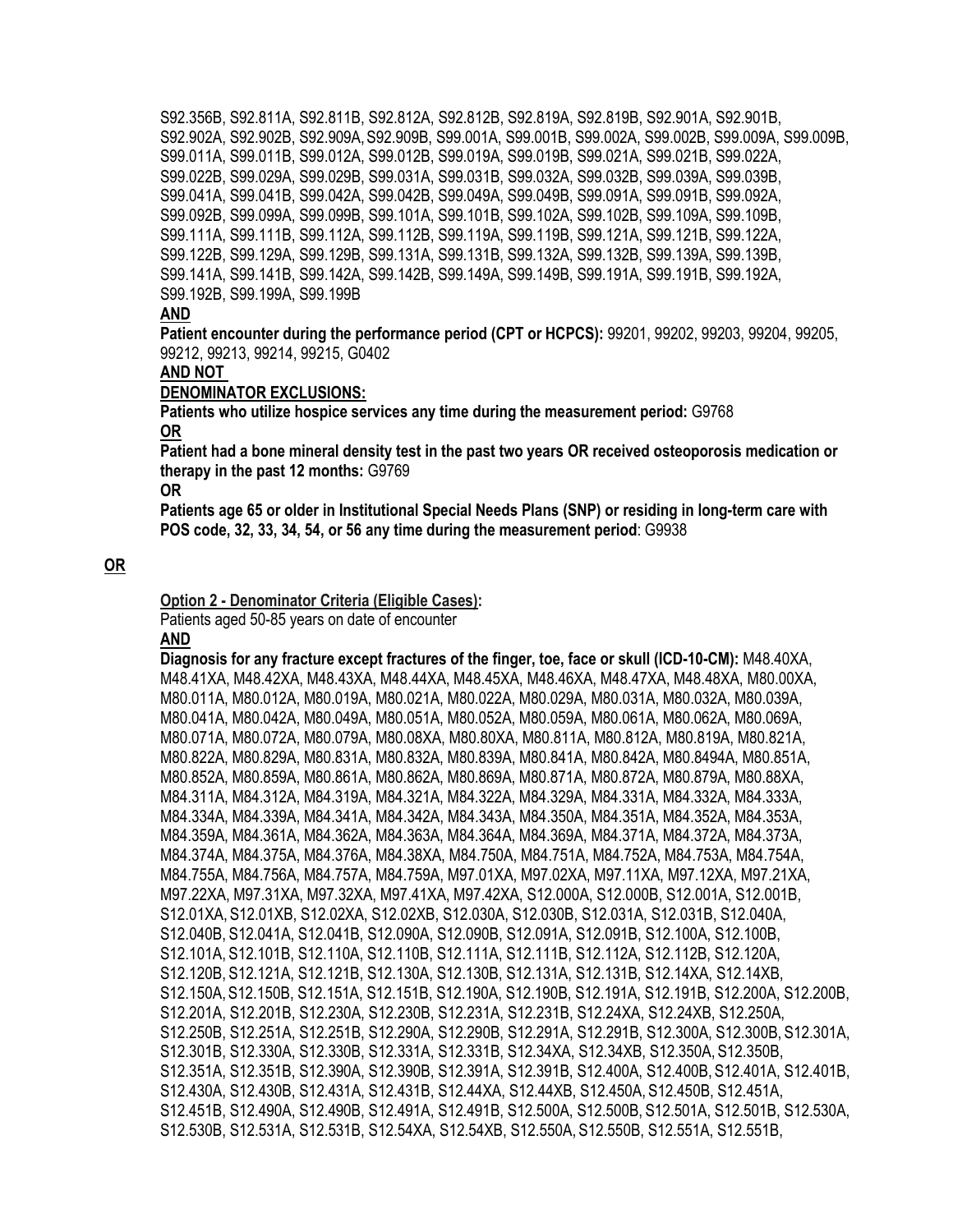S92.356B, S92.811A, S92.811B, S92.812A, S92.812B, S92.819A, S92.819B, S92.901A, S92.901B, S92.902A, S92.902B, S92.909A, S92.909B, S99.001A, S99.001B, S99.002A, S99.002B, S99.009A, S99.009B, S99.011A, S99.011B, S99.012A, S99.012B, S99.019A, S99.019B, S99.021A, S99.021B, S99.022A, S99.022B, S99.029A, S99.029B, S99.031A, S99.031B, S99.032A, S99.032B, S99.039A, S99.039B, S99.041A, S99.041B, S99.042A, S99.042B, S99.049A, S99.049B, S99.091A, S99.091B, S99.092A, S99.092B, S99.099A, S99.099B, S99.101A, S99.101B, S99.102A, S99.102B, S99.109A, S99.109B, S99.111A, S99.111B, S99.112A, S99.112B, S99.119A, S99.119B, S99.121A, S99.121B, S99.122A, S99.122B, S99.129A, S99.129B, S99.131A, S99.131B, S99.132A, S99.132B, S99.139A, S99.139B, S99.141A, S99.141B, S99.142A, S99.142B, S99.149A, S99.149B, S99.191A, S99.191B, S99.192A, S99.192B, S99.199A, S99.199B

**AND**

**Patient encounter during the performance period (CPT or HCPCS):** 99201, 99202, 99203, 99204, 99205, 99212, 99213, 99214, 99215, G0402

**AND NOT**

**DENOMINATOR EXCLUSIONS:**

**Patients who utilize hospice services any time during the measurement period:** G9768

**OR**

**Patient had a bone mineral density test in the past two years OR received osteoporosis medication or therapy in the past 12 months:** G9769

**OR**

**Patients age 65 or older in Institutional Special Needs Plans (SNP) or residing in long-term care with POS code, 32, 33, 34, 54, or 56 any time during the measurement period**: G9938

**OR**

**Option 2 - Denominator Criteria (Eligible Cases):**

Patients aged 50-85 years on date of encounter

**AND**

**Diagnosis for any fracture except fractures of the finger, toe, face or skull (ICD-10-CM):** M48.40XA, M48.41XA, M48.42XA, M48.43XA, M48.44XA, M48.45XA, M48.46XA, M48.47XA, M48.48XA, M80.00XA, M80.011A, M80.012A, M80.019A, M80.021A, M80.022A, M80.029A, M80.031A, M80.032A, M80.039A, M80.041A, M80.042A, M80.049A, M80.051A, M80.052A, M80.059A, M80.061A, M80.062A, M80.069A, M80.071A, M80.072A, M80.079A, M80.08XA, M80.80XA, M80.811A, M80.812A, M80.819A, M80.821A, M80.822A, M80.829A, M80.831A, M80.832A, M80.839A, M80.841A, M80.842A, M80.8494A, M80.851A, M80.852A, M80.859A, M80.861A, M80.862A, M80.869A, M80.871A, M80.872A, M80.879A, M80.88XA, M84.311A, M84.312A, M84.319A, M84.321A, M84.322A, M84.329A, M84.331A, M84.332A, M84.333A, M84.334A, M84.339A, M84.341A, M84.342A, M84.343A, M84.350A, M84.351A, M84.352A, M84.353A, M84.359A, M84.361A, M84.362A, M84.363A, M84.364A, M84.369A, M84.371A, M84.372A, M84.373A, M84.374A, M84.375A, M84.376A, M84.38XA, M84.750A, M84.751A, M84.752A, M84.753A, M84.754A, M84.755A, M84.756A, M84.757A, M84.759A, M97.01XA, M97.02XA, M97.11XA, M97.12XA, M97.21XA, M97.22XA, M97.31XA, M97.32XA, M97.41XA, M97.42XA, S12.000A, S12.000B, S12.001A, S12.001B, S12.01XA, S12.01XB, S12.02XA, S12.02XB, S12.030A, S12.030B, S12.031A, S12.031B, S12.040A, S12.040B, S12.041A, S12.041B, S12.090A, S12.090B, S12.091A, S12.091B, S12.100A, S12.100B, S12.101A, S12.101B, S12.110A, S12.110B, S12.111A, S12.111B, S12.112A, S12.112B, S12.120A, S12.120B, S12.121A, S12.121B, S12.130A, S12.130B, S12.131A, S12.131B, S12.14XA, S12.14XB, S12.150A, S12.150B, S12.151A, S12.151B, S12.190A, S12.190B, S12.191A, S12.191B, S12.200A, S12.200B, S12.201A, S12.201B, S12.230A, S12.230B, S12.231A, S12.231B, S12.24XA, S12.24XB, S12.250A, S12.250B, S12.251A, S12.251B, S12.290A, S12.290B, S12.291A, S12.291B, S12.300A, S12.300B, S12.301A, S12.301B, S12.330A, S12.330B, S12.331A, S12.331B, S12.34XA, S12.34XB, S12.350A, S12.350B, S12.351A, S12.351B, S12.390A, S12.390B, S12.391A, S12.391B, S12.400A, S12.400B, S12.401A, S12.401B, S12.430A, S12.430B, S12.431A, S12.431B, S12.44XA, S12.44XB, S12.450A, S12.450B, S12.451A, S12.451B, S12.490A, S12.490B, S12.491A, S12.491B, S12.500A, S12.500B, S12.501A, S12.501B, S12.530A, S12.530B, S12.531A, S12.531B, S12.54XA, S12.54XB, S12.550A, S12.550B, S12.551A, S12.551B,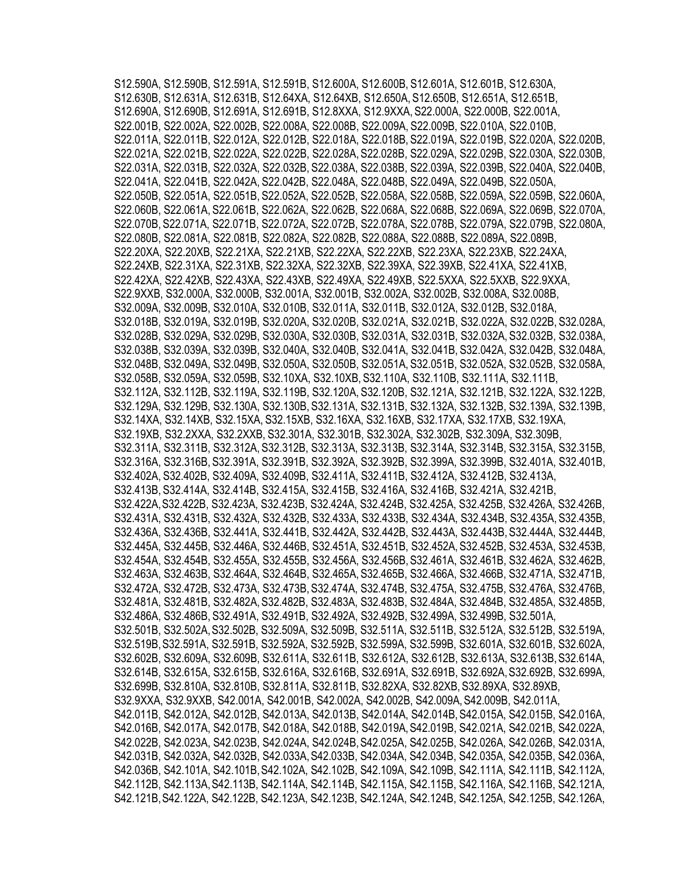S12.590A, S12.590B, S12.591A, S12.591B, S12.600A, S12.600B, S12.601A, S12.601B, S12.630A, S12.630B, S12.631A, S12.631B, S12.64XA, S12.64XB, S12.650A, S12.650B, S12.651A, S12.651B, S12.690A, S12.690B, S12.691A, S12.691B, S12.8XXA, S12.9XXA, S22.000A, S22.000B, S22.001A, S22.001B, S22.002A, S22.002B, S22.008A, S22.008B, S22.009A, S22.009B, S22.010A, S22.010B, S22.011A, S22.011B, S22.012A, S22.012B, S22.018A, S22.018B, S22.019A, S22.019B, S22.020A, S22.020B, S22.021A, S22.021B, S22.022A, S22.022B, S22.028A, S22.028B, S22.029A, S22.029B, S22.030A, S22.030B, S22.031A, S22.031B, S22.032A, S22.032B, S22.038A, S22.038B, S22.039A, S22.039B, S22.040A, S22.040B, S22.041A, S22.041B, S22.042A, S22.042B, S22.048A, S22.048B, S22.049A, S22.049B, S22.050A, S22.050B, S22.051A, S22.051B, S22.052A, S22.052B, S22.058A, S22.058B, S22.059A, S22.059B, S22.060A, S22.060B, S22.061A, S22.061B, S22.062A, S22.062B, S22.068A, S22.068B, S22.069A, S22.069B, S22.070A, S22.070B, S22.071A, S22.071B, S22.072A, S22.072B, S22.078A, S22.078B, S22.079A, S22.079B, S22.080A, S22.080B, S22.081A, S22.081B, S22.082A, S22.082B, S22.088A, S22.088B, S22.089A, S22.089B, S22.20XA, S22.20XB, S22.21XA, S22.21XB, S22.22XA, S22.22XB, S22.23XA, S22.23XB, S22.24XA, S22.24XB, S22.31XA, S22.31XB, S22.32XA, S22.32XB, S22.39XA, S22.39XB, S22.41XA, S22.41XB, S22.42XA, S22.42XB, S22.43XA, S22.43XB, S22.49XA, S22.49XB, S22.5XXA, S22.5XXB, S22.9XXA, S22.9XXB, S32.000A, S32.000B, S32.001A, S32.001B, S32.002A, S32.002B, S32.008A, S32.008B, S32.009A, S32.009B, S32.010A, S32.010B, S32.011A, S32.011B, S32.012A, S32.012B, S32.018A, S32.018B, S32.019A, S32.019B, S32.020A, S32.020B, S32.021A, S32.021B, S32.022A, S32.022B, S32.028A, S32.028B, S32.029A, S32.029B, S32.030A, S32.030B, S32.031A, S32.031B, S32.032A, S32.032B, S32.038A, S32.038B, S32.039A, S32.039B, S32.040A, S32.040B, S32.041A, S32.041B, S32.042A, S32.042B, S32.048A, S32.048B, S32.049A, S32.049B, S32.050A, S32.050B, S32.051A, S32.051B, S32.052A, S32.052B, S32.058A, S32.058B, S32.059A, S32.059B, S32.10XA, S32.10XB, S32.110A, S32.110B, S32.111A, S32.111B, S32.112A, S32.112B, S32.119A, S32.119B, S32.120A, S32.120B, S32.121A, S32.121B, S32.122A, S32.122B, S32.129A, S32.129B, S32.130A, S32.130B, S32.131A, S32.131B, S32.132A, S32.132B, S32.139A, S32.139B, S32.14XA, S32.14XB, S32.15XA, S32.15XB, S32.16XA, S32.16XB, S32.17XA, S32.17XB, S32.19XA, S32.19XB, S32.2XXA, S32.2XXB, S32.301A, S32.301B, S32.302A, S32.302B, S32.309A, S32.309B, S32.311A, S32.311B, S32.312A, S32.312B, S32.313A, S32.313B, S32.314A, S32.314B, S32.315A, S32.315B, S32.316A, S32.316B, S32.391A, S32.391B, S32.392A, S32.392B, S32.399A, S32.399B, S32.401A, S32.401B, S32.402A, S32.402B, S32.409A, S32.409B, S32.411A, S32.411B, S32.412A, S32.412B, S32.413A, S32.413B, S32.414A, S32.414B, S32.415A, S32.415B, S32.416A, S32.416B, S32.421A, S32.421B, S32.422A, S32.422B, S32.423A, S32.423B, S32.424A, S32.424B, S32.425A, S32.425B, S32.426A, S32.426B, S32.431A, S32.431B, S32.432A, S32.432B, S32.433A, S32.433B, S32.434A, S32.434B, S32.435A, S32.435B, S32.436A, S32.436B, S32.441A, S32.441B, S32.442A, S32.442B, S32.443A, S32.443B, S32.444A, S32.444B, S32.445A, S32.445B, S32.446A, S32.446B, S32.451A, S32.451B, S32.452A, S32.452B, S32.453A, S32.453B, S32.454A, S32.454B, S32.455A, S32.455B, S32.456A, S32.456B, S32.461A, S32.461B, S32.462A, S32.462B, S32.463A, S32.463B, S32.464A, S32.464B, S32.465A, S32.465B, S32.466A, S32.466B, S32.471A, S32.471B, S32.472A, S32.472B, S32.473A, S32.473B, S32.474A, S32.474B, S32.475A, S32.475B, S32.476A, S32.476B, S32.481A, S32.481B, S32.482A, S32.482B, S32.483A, S32.483B, S32.484A, S32.484B, S32.485A, S32.485B, S32.486A, S32.486B, S32.491A, S32.491B, S32.492A, S32.492B, S32.499A, S32.499B, S32.501A, S32.501B, S32.502A, S32.502B, S32.509A, S32.509B, S32.511A, S32.511B, S32.512A, S32.512B, S32.519A, S32.519B, S32.591A, S32.591B, S32.592A, S32.592B, S32.599A, S32.599B, S32.601A, S32.601B, S32.602A, S32.602B, S32.609A, S32.609B, S32.611A, S32.611B, S32.612A, S32.612B, S32.613A, S32.613B, S32.614A, S32.614B, S32.615A, S32.615B, S32.616A, S32.616B, S32.691A, S32.691B, S32.692A, S32.692B, S32.699A, S32.699B, S32.810A, S32.810B, S32.811A, S32.811B, S32.82XA, S32.82XB, S32.89XA, S32.89XB, S32.9XXA, S32.9XXB, S42.001A, S42.001B, S42.002A, S42.002B, S42.009A, S42.009B, S42.011A, S42.011B, S42.012A, S42.012B, S42.013A, S42.013B, S42.014A, S42.014B, S42.015A, S42.015B, S42.016A, S42.016B, S42.017A, S42.017B, S42.018A, S42.018B, S42.019A, S42.019B, S42.021A, S42.021B, S42.022A, S42.022B, S42.023A, S42.023B, S42.024A, S42.024B, S42.025A, S42.025B, S42.026A, S42.026B, S42.031A, S42.031B, S42.032A, S42.032B, S42.033A, S42.033B, S42.034A, S42.034B, S42.035A, S42.035B, S42.036A, S42.036B, S42.101A, S42.101B, S42.102A, S42.102B, S42.109A, S42.109B, S42.111A, S42.111B, S42.112A, S42.112B, S42.113A, S42.113B, S42.114A, S42.114B, S42.115A, S42.115B, S42.116A, S42.116B, S42.121A, S42.121B, S42.122A, S42.122B, S42.123A, S42.123B, S42.124A, S42.124B, S42.125A, S42.125B, S42.126A,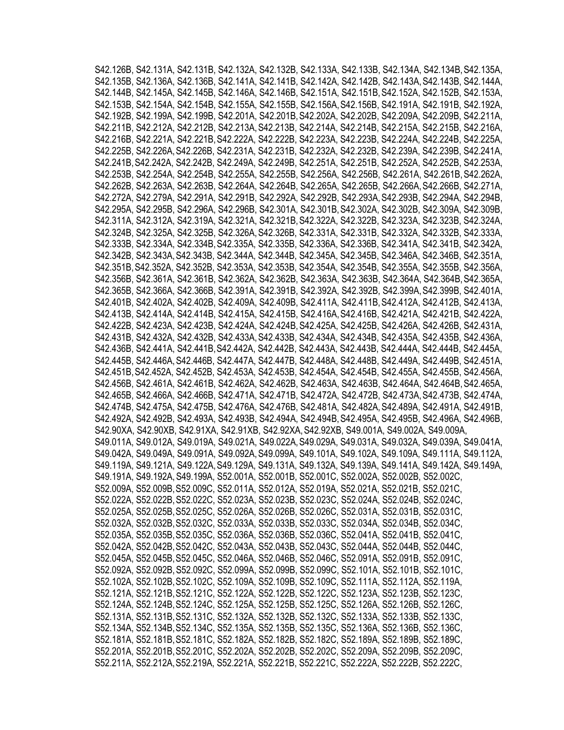S42.126B, S42.131A, S42.131B, S42.132A, S42.132B, S42.133A, S42.133B, S42.134A, S42.134B, S42.135A, S42.135B, S42.136A, S42.136B, S42.141A, S42.141B, S42.142A, S42.142B, S42.143A, S42.143B, S42.144A, S42.144B, S42.145A, S42.145B, S42.146A, S42.146B, S42.151A, S42.151B, S42.152A, S42.152B, S42.153A, S42.153B, S42.154A, S42.154B, S42.155A, S42.155B, S42.156A, S42.156B, S42.191A, S42.191B, S42.192A, S42.192B, S42.199A, S42.199B, S42.201A, S42.201B, S42.202A, S42.202B, S42.209A, S42.209B, S42.211A, S42.211B, S42.212A, S42.212B, S42.213A, S42.213B, S42.214A, S42.214B, S42.215A, S42.215B, S42.216A, S42.216B, S42.221A, S42.221B, S42.222A, S42.222B, S42.223A, S42.223B, S42.224A, S42.224B, S42.225A, S42.225B, S42.226A, S42.226B, S42.231A, S42.231B, S42.232A, S42.232B, S42.239A, S42.239B, S42.241A, S42.241B, S42.242A, S42.242B, S42.249A, S42.249B, S42.251A, S42.251B, S42.252A, S42.252B, S42.253A, S42.253B, S42.254A, S42.254B, S42.255A, S42.255B, S42.256A, S42.256B, S42.261A, S42.261B, S42.262A, S42.262B, S42.263A, S42.263B, S42.264A, S42.264B, S42.265A, S42.265B, S42.266A, S42.266B, S42.271A, S42.272A, S42.279A, S42.291A, S42.291B, S42.292A, S42.292B, S42.293A, S42.293B, S42.294A, S42.294B, S42.295A, S42.295B, S42.296A, S42.296B, S42.301A, S42.301B, S42.302A, S42.302B, S42.309A, S42.309B, S42.311A, S42.312A, S42.319A, S42.321A, S42.321B, S42.322A, S42.322B, S42.323A, S42.323B, S42.324A, S42.324B, S42.325A, S42.325B, S42.326A, S42.326B, S42.331A, S42.331B, S42.332A, S42.332B, S42.333A, S42.333B, S42.334A, S42.334B, S42.335A, S42.335B, S42.336A, S42.336B, S42.341A, S42.341B, S42.342A, S42.342B, S42.343A, S42.343B, S42.344A, S42.344B, S42.345A, S42.345B, S42.346A, S42.346B, S42.351A, S42.351B, S42.352A, S42.352B, S42.353A, S42.353B, S42.354A, S42.354B, S42.355A, S42.355B, S42.356A, S42.356B, S42.361A, S42.361B, S42.362A, S42.362B, S42.363A, S42.363B, S42.364A, S42.364B, S42.365A, S42.365B, S42.366A, S42.366B, S42.391A, S42.391B, S42.392A, S42.392B, S42.399A, S42.399B, S42.401A, S42.401B, S42.402A, S42.402B, S42.409A, S42.409B, S42.411A, S42.411B, S42.412A, S42.412B, S42.413A, S42.413B, S42.414A, S42.414B, S42.415A, S42.415B, S42.416A, S42.416B, S42.421A, S42.421B, S42.422A, S42.422B, S42.423A, S42.423B, S42.424A, S42.424B, S42.425A, S42.425B, S42.426A, S42.426B, S42.431A, S42.431B, S42.432A, S42.432B, S42.433A, S42.433B, S42.434A, S42.434B, S42.435A, S42.435B, S42.436A, S42.436B, S42.441A, S42.441B, S42.442A, S42.442B, S42.443A, S42.443B, S42.444A, S42.444B, S42.445A, S42.445B, S42.446A, S42.446B, S42.447A, S42.447B, S42.448A, S42.448B, S42.449A, S42.449B, S42.451A, S42.451B, S42.452A, S42.452B, S42.453A, S42.453B, S42.454A, S42.454B, S42.455A, S42.455B, S42.456A, S42.456B, S42.461A, S42.461B, S42.462A, S42.462B, S42.463A, S42.463B, S42.464A, S42.464B, S42.465A, S42.465B, S42.466A, S42.466B, S42.471A, S42.471B, S42.472A, S42.472B, S42.473A, S42.473B, S42.474A, S42.474B, S42.475A, S42.475B, S42.476A, S42.476B, S42.481A, S42.482A, S42.489A, S42.491A, S42.491B, S42.492A, S42.492B, S42.493A, S42.493B, S42.494A, S42.494B, S42.495A, S42.495B, S42.496A, S42.496B, S42.90XA, S42.90XB, S42.91XA, S42.91XB, S42.92XA, S42.92XB, S49.001A, S49.002A, S49.009A, S49.011A, S49.012A, S49.019A, S49.021A, S49.022A, S49.029A, S49.031A, S49.032A, S49.039A, S49.041A, S49.042A, S49.049A, S49.091A, S49.092A, S49.099A, S49.101A, S49.102A, S49.109A, S49.111A, S49.112A, S49.119A, S49.121A, S49.122A, S49.129A, S49.131A, S49.132A, S49.139A, S49.141A, S49.142A, S49.149A, S49.191A, S49.192A, S49.199A, S52.001A, S52.001B, S52.001C, S52.002A, S52.002B, S52.002C, S52.009A, S52.009B, S52.009C, S52.011A, S52.012A, S52.019A, S52.021A, S52.021B, S52.021C, S52.022A, S52.022B, S52.022C, S52.023A, S52.023B, S52.023C, S52.024A, S52.024B, S52.024C, S52.025A, S52.025B, S52.025C, S52.026A, S52.026B, S52.026C, S52.031A, S52.031B, S52.031C, S52.032A, S52.032B, S52.032C, S52.033A, S52.033B, S52.033C, S52.034A, S52.034B, S52.034C, S52.035A, S52.035B, S52.035C, S52.036A, S52.036B, S52.036C, S52.041A, S52.041B, S52.041C, S52.042A, S52.042B, S52.042C, S52.043A, S52.043B, S52.043C, S52.044A, S52.044B, S52.044C, S52.045A, S52.045B, S52.045C, S52.046A, S52.046B, S52.046C, S52.091A, S52.091B, S52.091C, S52.092A, S52.092B, S52.092C, S52.099A, S52.099B, S52.099C, S52.101A, S52.101B, S52.101C, S52.102A, S52.102B, S52.102C, S52.109A, S52.109B, S52.109C, S52.111A, S52.112A, S52.119A, S52.121A, S52.121B, S52.121C, S52.122A, S52.122B, S52.122C, S52.123A, S52.123B, S52.123C, S52.124A, S52.124B, S52.124C, S52.125A, S52.125B, S52.125C, S52.126A, S52.126B, S52.126C, S52.131A, S52.131B, S52.131C, S52.132A, S52.132B, S52.132C, S52.133A, S52.133B, S52.133C, S52.134A, S52.134B, S52.134C, S52.135A, S52.135B, S52.135C, S52.136A, S52.136B, S52.136C, S52.181A, S52.181B, S52.181C, S52.182A, S52.182B, S52.182C, S52.189A, S52.189B, S52.189C, S52.201A, S52.201B, S52.201C, S52.202A, S52.202B, S52.202C, S52.209A, S52.209B, S52.209C, S52.211A, S52.212A, S52.219A, S52.221A, S52.221B, S52.221C, S52.222A, S52.222B, S52.222C,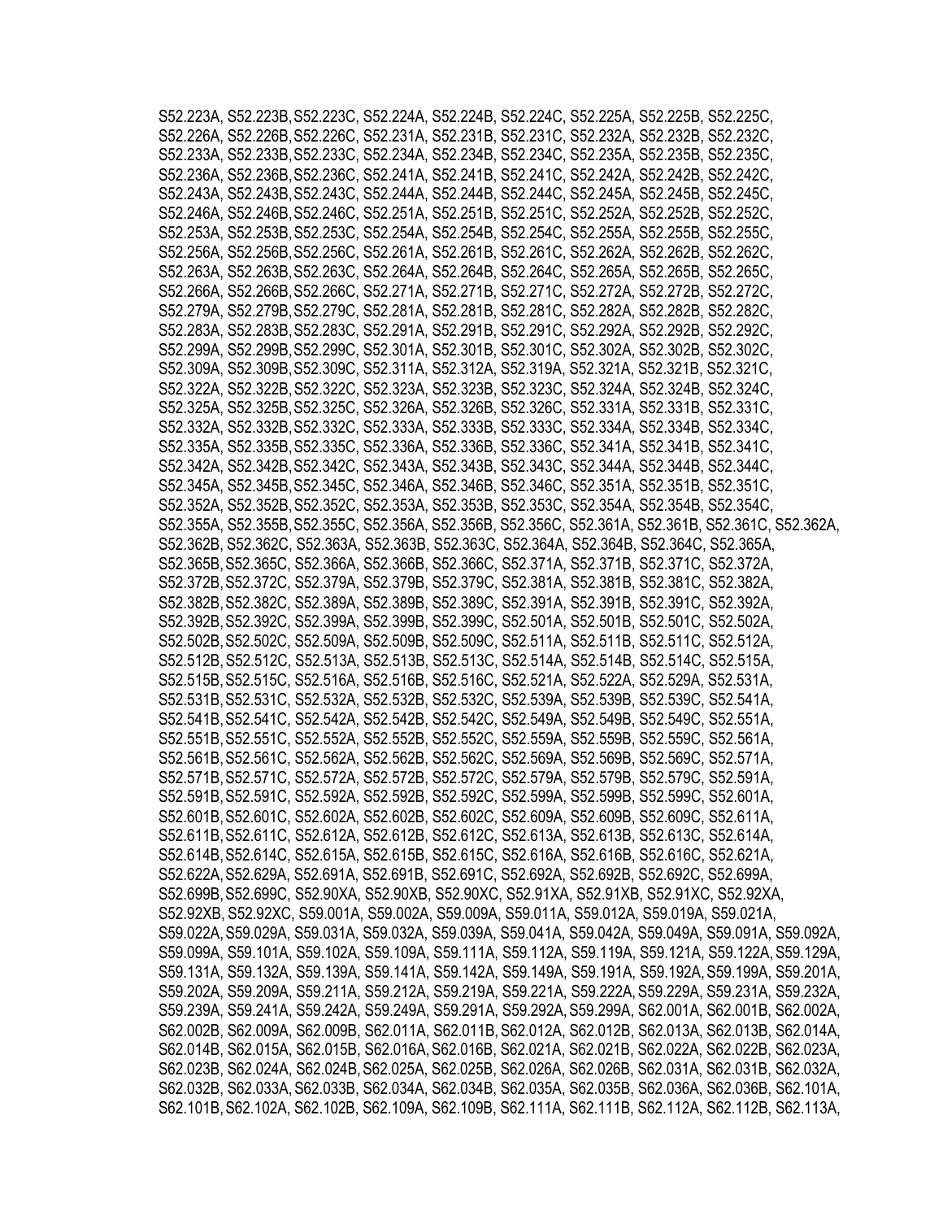S52.223A, S52.223B, S52.223C, S52.224A, S52.224B, S52.224C, S52.225A, S52.225B, S52.225C, S52.226A, S52.226B, S52.226C, S52.231A, S52.231B, S52.231C, S52.232A, S52.232B, S52.232C, S52.233A, S52.233B, S52.233C, S52.234A, S52.234B, S52.234C, S52.235A, S52.235B, S52.235C, S52.236A, S52.236B, S52.236C, S52.241A, S52.241B, S52.241C, S52.242A, S52.242B, S52.242C, S52.243A, S52.243B, S52.243C, S52.244A, S52.244B, S52.244C, S52.245A, S52.245B, S52.245C, S52.246A, S52.246B, S52.246C, S52.251A, S52.251B, S52.251C, S52.252A, S52.252B, S52.252C, S52.253A, S52.253B, S52.253C, S52.254A, S52.254B, S52.254C, S52.255A, S52.255B, S52.255C, S52.256A, S52.256B, S52.256C, S52.261A, S52.261B, S52.261C, S52.262A, S52.262B, S52.262C, S52.263A, S52.263B, S52.263C, S52.264A, S52.264B, S52.264C, S52.265A, S52.265B, S52.265C, S52.266A, S52.266B, S52.266C, S52.271A, S52.271B, S52.271C, S52.272A, S52.272B, S52.272C, S52.279A, S52.279B, S52.279C, S52.281A, S52.281B, S52.281C, S52.282A, S52.282B, S52.282C, S52.283A, S52.283B, S52.283C, S52.291A, S52.291B, S52.291C, S52.292A, S52.292B, S52.292C, S52.299A, S52.299B, S52.299C, S52.301A, S52.301B, S52.301C, S52.302A, S52.302B, S52.302C, S52.309A, S52.309B, S52.309C, S52.311A, S52.312A, S52.319A, S52.321A, S52.321B, S52.321C, S52.322A, S52.322B, S52.322C, S52.323A, S52.323B, S52.323C, S52.324A, S52.324B, S52.324C, S52.325A, S52.325B, S52.325C, S52.326A, S52.326B, S52.326C, S52.331A, S52.331B, S52.331C, S52.332A, S52.332B, S52.332C, S52.333A, S52.333B, S52.333C, S52.334A, S52.334B, S52.334C, S52.335A, S52.335B, S52.335C, S52.336A, S52.336B, S52.336C, S52.341A, S52.341B, S52.341C, S52.342A, S52.342B, S52.342C, S52.343A, S52.343B, S52.343C, S52.344A, S52.344B, S52.344C, S52.345A, S52.345B, S52.345C, S52.346A, S52.346B, S52.346C, S52.351A, S52.351B, S52.351C, S52.352A, S52.352B, S52.352C, S52.353A, S52.353B, S52.353C, S52.354A, S52.354B, S52.354C, S52.355A, S52.355B, S52.355C, S52.356A, S52.356B, S52.356C, S52.361A, S52.361B, S52.361C, S52.362A, S52.362B, S52.362C, S52.363A, S52.363B, S52.363C, S52.364A, S52.364B, S52.364C, S52.365A, S52.365B, S52.365C, S52.366A, S52.366B, S52.366C, S52.371A, S52.371B, S52.371C, S52.372A, S52.372B, S52.372C, S52.379A, S52.379B, S52.379C, S52.381A, S52.381B, S52.381C, S52.382A, S52.382B, S52.382C, S52.389A, S52.389B, S52.389C, S52.391A, S52.391B, S52.391C, S52.392A, S52.392B, S52.392C, S52.399A, S52.399B, S52.399C, S52.501A, S52.501B, S52.501C, S52.502A, S52.502B, S52.502C, S52.509A, S52.509B, S52.509C, S52.511A, S52.511B, S52.511C, S52.512A, S52.512B, S52.512C, S52.513A, S52.513B, S52.513C, S52.514A, S52.514B, S52.514C, S52.515A, S52.515B, S52.515C, S52.516A, S52.516B, S52.516C, S52.521A, S52.522A, S52.529A, S52.531A, S52.531B, S52.531C, S52.532A, S52.532B, S52.532C, S52.539A, S52.539B, S52.539C, S52.541A, S52.541B, S52.541C, S52.542A, S52.542B, S52.542C, S52.549A, S52.549B, S52.549C, S52.551A, S52.551B, S52.551C, S52.552A, S52.552B, S52.552C, S52.559A, S52.559B, S52.559C, S52.561A, S52.561B, S52.561C, S52.562A, S52.562B, S52.562C, S52.569A, S52.569B, S52.569C, S52.571A, S52.571B, S52.571C, S52.572A, S52.572B, S52.572C, S52.579A, S52.579B, S52.579C, S52.591A, S52.591B, S52.591C, S52.592A, S52.592B, S52.592C, S52.599A, S52.599B, S52.599C, S52.601A, S52.601B, S52.601C, S52.602A, S52.602B, S52.602C, S52.609A, S52.609B, S52.609C, S52.611A, S52.611B, S52.611C, S52.612A, S52.612B, S52.612C, S52.613A, S52.613B, S52.613C, S52.614A, S52.614B, S52.614C, S52.615A, S52.615B, S52.615C, S52.616A, S52.616B, S52.616C, S52.621A, S52.622A, S52.629A, S52.691A, S52.691B, S52.691C, S52.692A, S52.692B, S52.692C, S52.699A, S52.699B, S52.699C, S52.90XA, S52.90XB, S52.90XC, S52.91XA, S52.91XB, S52.91XC, S52.92XA, S52.92XB, S52.92XC, S59.001A, S59.002A, S59.009A, S59.011A, S59.012A, S59.019A, S59.021A, S59.022A, S59.029A, S59.031A, S59.032A, S59.039A, S59.041A, S59.042A, S59.049A, S59.091A, S59.092A, S59.099A, S59.101A, S59.102A, S59.109A, S59.111A, S59.112A, S59.119A, S59.121A, S59.122A, S59.129A, S59.131A, S59.132A, S59.139A, S59.141A, S59.142A, S59.149A, S59.191A, S59.192A, S59.199A, S59.201A, S59.202A, S59.209A, S59.211A, S59.212A, S59.219A, S59.221A, S59.222A, S59.229A, S59.231A, S59.232A, S59.239A, S59.241A, S59.242A, S59.249A, S59.291A, S59.292A, S59.299A, S62.001A, S62.001B, S62.002A, S62.002B, S62.009A, S62.009B, S62.011A, S62.011B, S62.012A, S62.012B, S62.013A, S62.013B, S62.014A, S62.014B, S62.015A, S62.015B, S62.016A, S62.016B, S62.021A, S62.021B, S62.022A, S62.022B, S62.023A, S62.023B, S62.024A, S62.024B, S62.025A, S62.025B, S62.026A, S62.026B, S62.031A, S62.031B, S62.032A, S62.032B, S62.033A, S62.033B, S62.034A, S62.034B, S62.035A, S62.035B, S62.036A, S62.036B, S62.101A, S62.101B, S62.102A, S62.102B, S62.109A, S62.109B, S62.111A, S62.111B, S62.112A, S62.112B, S62.113A,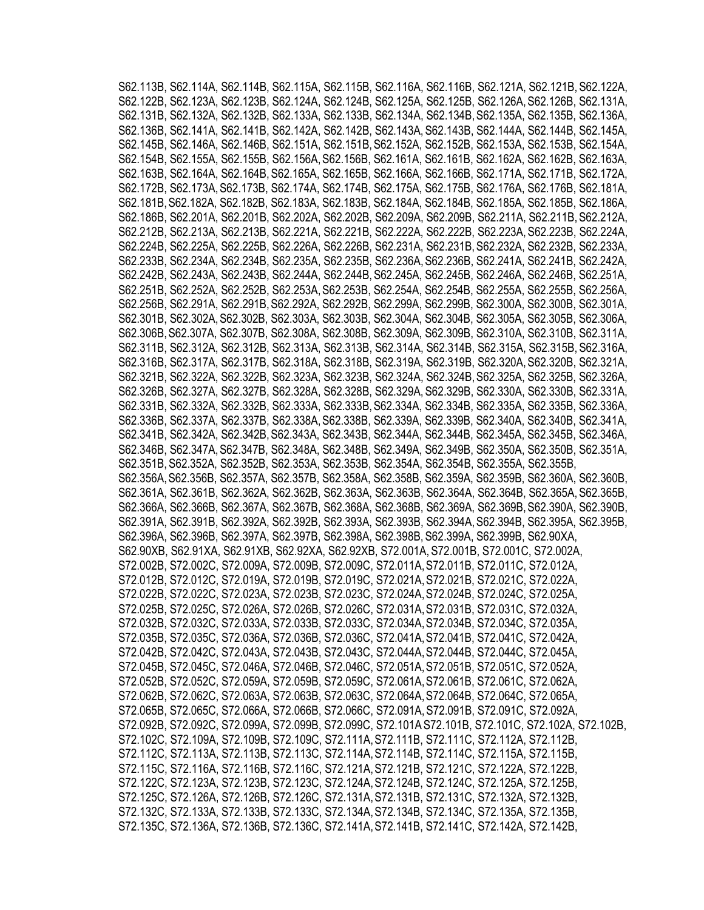S62.113B, S62.114A, S62.114B, S62.115A, S62.115B, S62.116A, S62.116B, S62.121A, S62.121B, S62.122A, S62.122B, S62.123A, S62.123B, S62.124A, S62.124B, S62.125A, S62.125B, S62.126A, S62.126B, S62.131A, S62.131B, S62.132A, S62.132B, S62.133A, S62.133B, S62.134A, S62.134B, S62.135A, S62.135B, S62.136A, S62.136B, S62.141A, S62.141B, S62.142A, S62.142B, S62.143A, S62.143B, S62.144A, S62.144B, S62.145A, S62.145B, S62.146A, S62.146B, S62.151A, S62.151B, S62.152A, S62.152B, S62.153A, S62.153B, S62.154A, S62.154B, S62.155A, S62.155B, S62.156A, S62.156B, S62.161A, S62.161B, S62.162A, S62.162B, S62.163A, S62.163B, S62.164A, S62.164B, S62.165A, S62.165B, S62.166A, S62.166B, S62.171A, S62.171B, S62.172A, S62.172B, S62.173A, S62.173B, S62.174A, S62.174B, S62.175A, S62.175B, S62.176A, S62.176B, S62.181A, S62.181B, S62.182A, S62.182B, S62.183A, S62.183B, S62.184A, S62.184B, S62.185A, S62.185B, S62.186A, S62.186B, S62.201A, S62.201B, S62.202A, S62.202B, S62.209A, S62.209B, S62.211A, S62.211B, S62.212A, S62.212B, S62.213A, S62.213B, S62.221A, S62.221B, S62.222A, S62.222B, S62.223A, S62.223B, S62.224A, S62.224B, S62.225A, S62.225B, S62.226A, S62.226B, S62.231A, S62.231B, S62.232A, S62.232B, S62.233A, S62.233B, S62.234A, S62.234B, S62.235A, S62.235B, S62.236A, S62.236B, S62.241A, S62.241B, S62.242A, S62.242B, S62.243A, S62.243B, S62.244A, S62.244B, S62.245A, S62.245B, S62.246A, S62.246B, S62.251A, S62.251B, S62.252A, S62.252B, S62.253A, S62.253B, S62.254A, S62.254B, S62.255A, S62.255B, S62.256A, S62.256B, S62.291A, S62.291B, S62.292A, S62.292B, S62.299A, S62.299B, S62.300A, S62.300B, S62.301A, S62.301B, S62.302A, S62.302B, S62.303A, S62.303B, S62.304A, S62.304B, S62.305A, S62.305B, S62.306A, S62.306B, S62.307A, S62.307B, S62.308A, S62.308B, S62.309A, S62.309B, S62.310A, S62.310B, S62.311A, S62.311B, S62.312A, S62.312B, S62.313A, S62.313B, S62.314A, S62.314B, S62.315A, S62.315B, S62.316A, S62.316B, S62.317A, S62.317B, S62.318A, S62.318B, S62.319A, S62.319B, S62.320A, S62.320B, S62.321A, S62.321B, S62.322A, S62.322B, S62.323A, S62.323B, S62.324A, S62.324B, S62.325A, S62.325B, S62.326A, S62.326B, S62.327A, S62.327B, S62.328A, S62.328B, S62.329A, S62.329B, S62.330A, S62.330B, S62.331A, S62.331B, S62.332A, S62.332B, S62.333A, S62.333B, S62.334A, S62.334B, S62.335A, S62.335B, S62.336A, S62.336B, S62.337A, S62.337B, S62.338A, S62.338B, S62.339A, S62.339B, S62.340A, S62.340B, S62.341A, S62.341B, S62.342A, S62.342B, S62.343A, S62.343B, S62.344A, S62.344B, S62.345A, S62.345B, S62.346A, S62.346B, S62.347A, S62.347B, S62.348A, S62.348B, S62.349A, S62.349B, S62.350A, S62.350B, S62.351A, S62.351B, S62.352A, S62.352B, S62.353A, S62.353B, S62.354A, S62.354B, S62.355A, S62.355B, S62.356A, S62.356B, S62.357A, S62.357B, S62.358A, S62.358B, S62.359A, S62.359B, S62.360A, S62.360B, S62.361A, S62.361B, S62.362A, S62.362B, S62.363A, S62.363B, S62.364A, S62.364B, S62.365A, S62.365B, S62.366A, S62.366B, S62.367A, S62.367B, S62.368A, S62.368B, S62.369A, S62.369B, S62.390A, S62.390B, S62.391A, S62.391B, S62.392A, S62.392B, S62.393A, S62.393B, S62.394A, S62.394B, S62.395A, S62.395B, S62.396A, S62.396B, S62.397A, S62.397B, S62.398A, S62.398B, S62.399A, S62.399B, S62.90XA, S62.90XB, S62.91XA, S62.91XB, S62.92XA, S62.92XB, S72.001A, S72.001B, S72.001C, S72.002A, S72.002B, S72.002C, S72.009A, S72.009B, S72.009C, S72.011A, S72.011B, S72.011C, S72.012A, S72.012B, S72.012C, S72.019A, S72.019B, S72.019C, S72.021A, S72.021B, S72.021C, S72.022A, S72.022B, S72.022C, S72.023A, S72.023B, S72.023C, S72.024A, S72.024B, S72.024C, S72.025A, S72.025B, S72.025C, S72.026A, S72.026B, S72.026C, S72.031A, S72.031B, S72.031C, S72.032A, S72.032B, S72.032C, S72.033A, S72.033B, S72.033C, S72.034A, S72.034B, S72.034C, S72.035A, S72.035B, S72.035C, S72.036A, S72.036B, S72.036C, S72.041A, S72.041B, S72.041C, S72.042A, S72.042B, S72.042C, S72.043A, S72.043B, S72.043C, S72.044A, S72.044B, S72.044C, S72.045A, S72.045B, S72.045C, S72.046A, S72.046B, S72.046C, S72.051A, S72.051B, S72.051C, S72.052A, S72.052B, S72.052C, S72.059A, S72.059B, S72.059C, S72.061A, S72.061B, S72.061C, S72.062A, S72.062B, S72.062C, S72.063A, S72.063B, S72.063C, S72.064A, S72.064B, S72.064C, S72.065A, S72.065B, S72.065C, S72.066A, S72.066B, S72.066C, S72.091A, S72.091B, S72.091C, S72.092A, S72.092B, S72.092C, S72.099A, S72.099B, S72.099C, S72.101A S72.101B, S72.101C, S72.102A, S72.102B, S72.102C, S72.109A, S72.109B, S72.109C, S72.111A, S72.111B, S72.111C, S72.112A, S72.112B, S72.112C, S72.113A, S72.113B, S72.113C, S72.114A, S72.114B, S72.114C, S72.115A, S72.115B, S72.115C, S72.116A, S72.116B, S72.116C, S72.121A, S72.121B, S72.121C, S72.122A, S72.122B, S72.122C, S72.123A, S72.123B, S72.123C, S72.124A, S72.124B, S72.124C, S72.125A, S72.125B, S72.125C, S72.126A, S72.126B, S72.126C, S72.131A, S72.131B, S72.131C, S72.132A, S72.132B, S72.132C, S72.133A, S72.133B, S72.133C, S72.134A, S72.134B, S72.134C, S72.135A, S72.135B, S72.135C, S72.136A, S72.136B, S72.136C, S72.141A, S72.141B, S72.141C, S72.142A, S72.142B,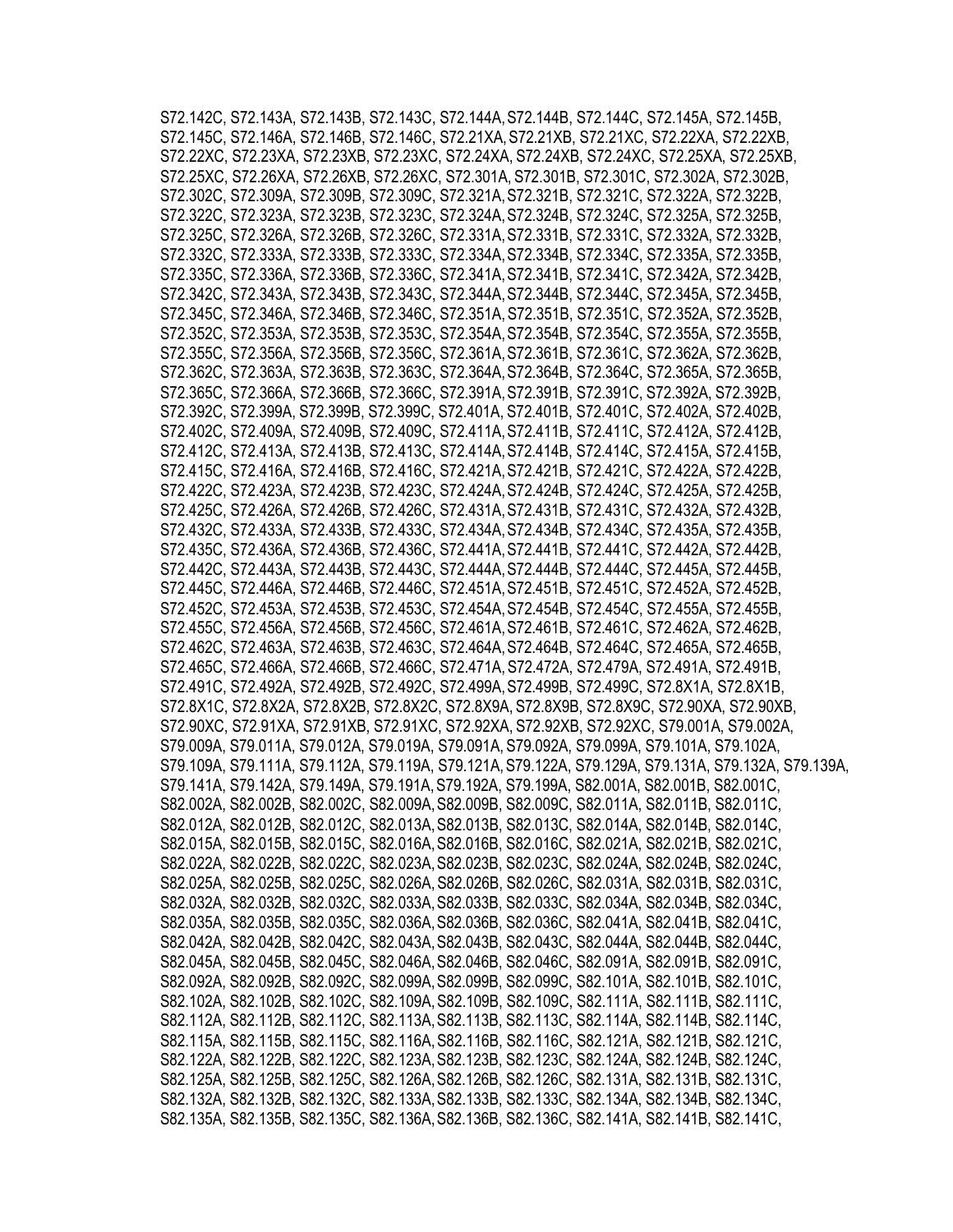S72.142C, S72.143A, S72.143B, S72.143C, S72.144A, S72.144B, S72.144C, S72.145A, S72.145B, S72.145C, S72.146A, S72.146B, S72.146C, S72.21XA, S72.21XB, S72.21XC, S72.22XA, S72.22XB, S72.22XC, S72.23XA, S72.23XB, S72.23XC, S72.24XA, S72.24XB, S72.24XC, S72.25XA, S72.25XB, S72.25XC, S72.26XA, S72.26XB, S72.26XC, S72.301A, S72.301B, S72.301C, S72.302A, S72.302B, S72.302C, S72.309A, S72.309B, S72.309C, S72.321A, S72.321B, S72.321C, S72.322A, S72.322B, S72.322C, S72.323A, S72.323B, S72.323C, S72.324A, S72.324B, S72.324C, S72.325A, S72.325B, S72.325C, S72.326A, S72.326B, S72.326C, S72.331A, S72.331B, S72.331C, S72.332A, S72.332B, S72.332C, S72.333A, S72.333B, S72.333C, S72.334A, S72.334B, S72.334C, S72.335A, S72.335B, S72.335C, S72.336A, S72.336B, S72.336C, S72.341A, S72.341B, S72.341C, S72.342A, S72.342B, S72.342C, S72.343A, S72.343B, S72.343C, S72.344A, S72.344B, S72.344C, S72.345A, S72.345B, S72.345C, S72.346A, S72.346B, S72.346C, S72.351A, S72.351B, S72.351C, S72.352A, S72.352B, S72.352C, S72.353A, S72.353B, S72.353C, S72.354A, S72.354B, S72.354C, S72.355A, S72.355B, S72.355C, S72.356A, S72.356B, S72.356C, S72.361A, S72.361B, S72.361C, S72.362A, S72.362B, S72.362C, S72.363A, S72.363B, S72.363C, S72.364A, S72.364B, S72.364C, S72.365A, S72.365B, S72.365C, S72.366A, S72.366B, S72.366C, S72.391A, S72.391B, S72.391C, S72.392A, S72.392B, S72.392C, S72.399A, S72.399B, S72.399C, S72.401A, S72.401B, S72.401C, S72.402A, S72.402B, S72.402C, S72.409A, S72.409B, S72.409C, S72.411A, S72.411B, S72.411C, S72.412A, S72.412B, S72.412C, S72.413A, S72.413B, S72.413C, S72.414A, S72.414B, S72.414C, S72.415A, S72.415B, S72.415C, S72.416A, S72.416B, S72.416C, S72.421A, S72.421B, S72.421C, S72.422A, S72.422B, S72.422C, S72.423A, S72.423B, S72.423C, S72.424A, S72.424B, S72.424C, S72.425A, S72.425B, S72.425C, S72.426A, S72.426B, S72.426C, S72.431A, S72.431B, S72.431C, S72.432A, S72.432B, S72.432C, S72.433A, S72.433B, S72.433C, S72.434A, S72.434B, S72.434C, S72.435A, S72.435B, S72.435C, S72.436A, S72.436B, S72.436C, S72.441A, S72.441B, S72.441C, S72.442A, S72.442B, S72.442C, S72.443A, S72.443B, S72.443C, S72.444A, S72.444B, S72.444C, S72.445A, S72.445B, S72.445C, S72.446A, S72.446B, S72.446C, S72.451A, S72.451B, S72.451C, S72.452A, S72.452B, S72.452C, S72.453A, S72.453B, S72.453C, S72.454A, S72.454B, S72.454C, S72.455A, S72.455B, S72.455C, S72.456A, S72.456B, S72.456C, S72.461A, S72.461B, S72.461C, S72.462A, S72.462B, S72.462C, S72.463A, S72.463B, S72.463C, S72.464A, S72.464B, S72.464C, S72.465A, S72.465B, S72.465C, S72.466A, S72.466B, S72.466C, S72.471A, S72.472A, S72.479A, S72.491A, S72.491B, S72.491C, S72.492A, S72.492B, S72.492C, S72.499A, S72.499B, S72.499C, S72.8X1A, S72.8X1B, S72.8X1C, S72.8X2A, S72.8X2B, S72.8X2C, S72.8X9A, S72.8X9B, S72.8X9C, S72.90XA, S72.90XB, S72.90XC, S72.91XA, S72.91XB, S72.91XC, S72.92XA, S72.92XB, S72.92XC, S79.001A, S79.002A, S79.009A, S79.011A, S79.012A, S79.019A, S79.091A, S79.092A, S79.099A, S79.101A, S79.102A, S79.109A, S79.111A, S79.112A, S79.119A, S79.121A, S79.122A, S79.129A, S79.131A, S79.132A, S79.139A, S79.141A, S79.142A, S79.149A, S79.191A, S79.192A, S79.199A, S82.001A, S82.001B, S82.001C, S82.002A, S82.002B, S82.002C, S82.009A, S82.009B, S82.009C, S82.011A, S82.011B, S82.011C, S82.012A, S82.012B, S82.012C, S82.013A, S82.013B, S82.013C, S82.014A, S82.014B, S82.014C, S82.015A, S82.015B, S82.015C, S82.016A, S82.016B, S82.016C, S82.021A, S82.021B, S82.021C, S82.022A, S82.022B, S82.022C, S82.023A, S82.023B, S82.023C, S82.024A, S82.024B, S82.024C, S82.025A, S82.025B, S82.025C, S82.026A, S82.026B, S82.026C, S82.031A, S82.031B, S82.031C, S82.032A, S82.032B, S82.032C, S82.033A, S82.033B, S82.033C, S82.034A, S82.034B, S82.034C, S82.035A, S82.035B, S82.035C, S82.036A, S82.036B, S82.036C, S82.041A, S82.041B, S82.041C, S82.042A, S82.042B, S82.042C, S82.043A, S82.043B, S82.043C, S82.044A, S82.044B, S82.044C, S82.045A, S82.045B, S82.045C, S82.046A, S82.046B, S82.046C, S82.091A, S82.091B, S82.091C, S82.092A, S82.092B, S82.092C, S82.099A, S82.099B, S82.099C, S82.101A, S82.101B, S82.101C, S82.102A, S82.102B, S82.102C, S82.109A, S82.109B, S82.109C, S82.111A, S82.111B, S82.111C, S82.112A, S82.112B, S82.112C, S82.113A, S82.113B, S82.113C, S82.114A, S82.114B, S82.114C, S82.115A, S82.115B, S82.115C, S82.116A, S82.116B, S82.116C, S82.121A, S82.121B, S82.121C, S82.122A, S82.122B, S82.122C, S82.123A, S82.123B, S82.123C, S82.124A, S82.124B, S82.124C, S82.125A, S82.125B, S82.125C, S82.126A, S82.126B, S82.126C, S82.131A, S82.131B, S82.131C, S82.132A, S82.132B, S82.132C, S82.133A, S82.133B, S82.133C, S82.134A, S82.134B, S82.134C, S82.135A, S82.135B, S82.135C, S82.136A, S82.136B, S82.136C, S82.141A, S82.141B, S82.141C,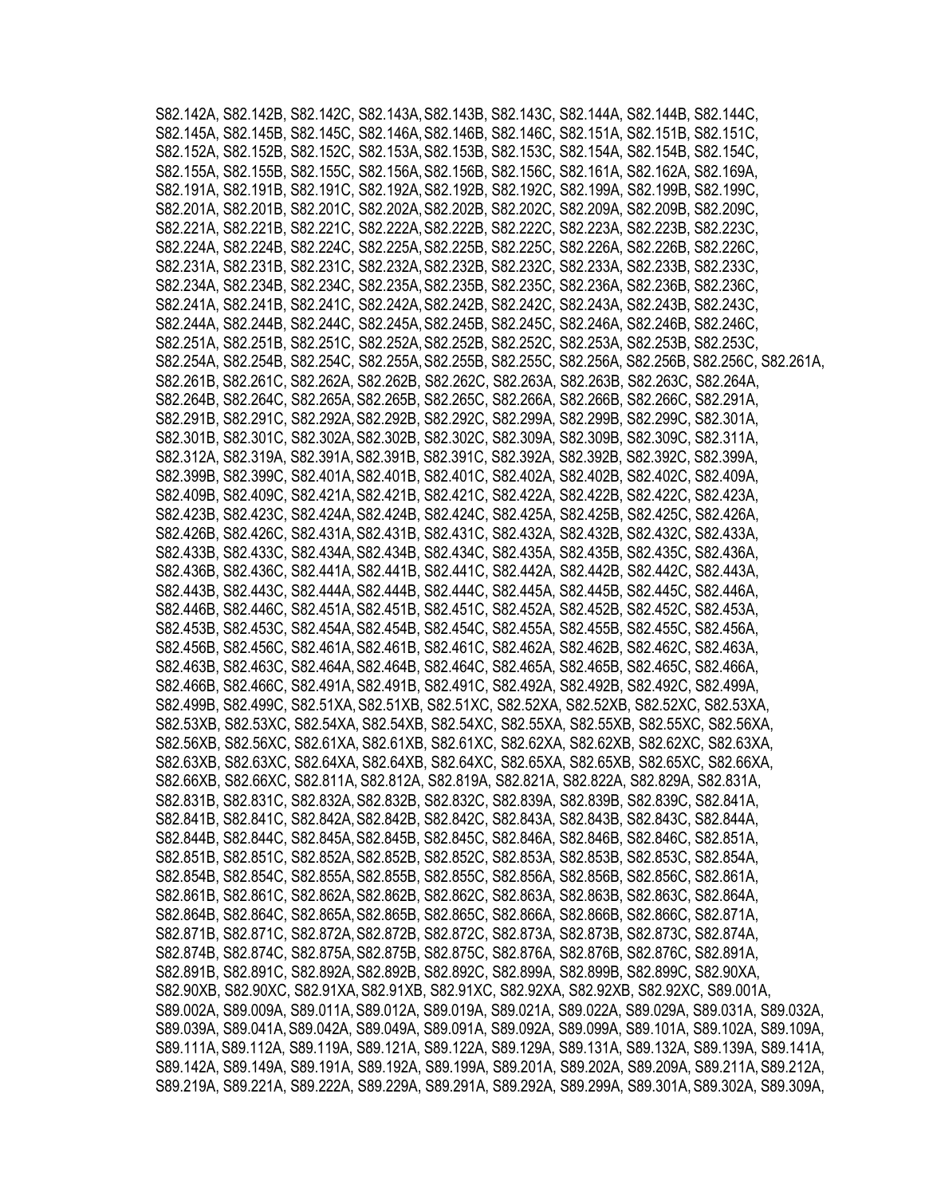S82.142A, S82.142B, S82.142C, S82.143A, S82.143B, S82.143C, S82.144A, S82.144B, S82.144C, S82.145A, S82.145B, S82.145C, S82.146A, S82.146B, S82.146C, S82.151A, S82.151B, S82.151C, S82.152A, S82.152B, S82.152C, S82.153A, S82.153B, S82.153C, S82.154A, S82.154B, S82.154C, S82.155A, S82.155B, S82.155C, S82.156A, S82.156B, S82.156C, S82.161A, S82.162A, S82.169A, S82.191A, S82.191B, S82.191C, S82.192A, S82.192B, S82.192C, S82.199A, S82.199B, S82.199C, S82.201A, S82.201B, S82.201C, S82.202A, S82.202B, S82.202C, S82.209A, S82.209B, S82.209C, S82.221A, S82.221B, S82.221C, S82.222A, S82.222B, S82.222C, S82.223A, S82.223B, S82.223C, S82.224A, S82.224B, S82.224C, S82.225A, S82.225B, S82.225C, S82.226A, S82.226B, S82.226C, S82.231A, S82.231B, S82.231C, S82.232A, S82.232B, S82.232C, S82.233A, S82.233B, S82.233C, S82.234A, S82.234B, S82.234C, S82.235A, S82.235B, S82.235C, S82.236A, S82.236B, S82.236C, S82.241A, S82.241B, S82.241C, S82.242A, S82.242B, S82.242C, S82.243A, S82.243B, S82.243C, S82.244A, S82.244B, S82.244C, S82.245A, S82.245B, S82.245C, S82.246A, S82.246B, S82.246C, S82.251A, S82.251B, S82.251C, S82.252A, S82.252B, S82.252C, S82.253A, S82.253B, S82.253C, S82.254A, S82.254B, S82.254C, S82.255A, S82.255B, S82.255C, S82.256A, S82.256B, S82.256C, S82.261A, S82.261B, S82.261C, S82.262A, S82.262B, S82.262C, S82.263A, S82.263B, S82.263C, S82.264A, S82.264B, S82.264C, S82.265A, S82.265B, S82.265C, S82.266A, S82.266B, S82.266C, S82.291A, S82.291B, S82.291C, S82.292A, S82.292B, S82.292C, S82.299A, S82.299B, S82.299C, S82.301A, S82.301B, S82.301C, S82.302A, S82.302B, S82.302C, S82.309A, S82.309B, S82.309C, S82.311A, S82.312A, S82.319A, S82.391A, S82.391B, S82.391C, S82.392A, S82.392B, S82.392C, S82.399A, S82.399B, S82.399C, S82.401A, S82.401B, S82.401C, S82.402A, S82.402B, S82.402C, S82.409A, S82.409B, S82.409C, S82.421A, S82.421B, S82.421C, S82.422A, S82.422B, S82.422C, S82.423A, S82.423B, S82.423C, S82.424A, S82.424B, S82.424C, S82.425A, S82.425B, S82.425C, S82.426A, S82.426B, S82.426C, S82.431A, S82.431B, S82.431C, S82.432A, S82.432B, S82.432C, S82.433A, S82.433B, S82.433C, S82.434A, S82.434B, S82.434C, S82.435A, S82.435B, S82.435C, S82.436A, S82.436B, S82.436C, S82.441A, S82.441B, S82.441C, S82.442A, S82.442B, S82.442C, S82.443A, S82.443B, S82.443C, S82.444A, S82.444B, S82.444C, S82.445A, S82.445B, S82.445C, S82.446A, S82.446B, S82.446C, S82.451A, S82.451B, S82.451C, S82.452A, S82.452B, S82.452C, S82.453A, S82.453B, S82.453C, S82.454A, S82.454B, S82.454C, S82.455A, S82.455B, S82.455C, S82.456A, S82.456B, S82.456C, S82.461A, S82.461B, S82.461C, S82.462A, S82.462B, S82.462C, S82.463A, S82.463B, S82.463C, S82.464A, S82.464B, S82.464C, S82.465A, S82.465B, S82.465C, S82.466A, S82.466B, S82.466C, S82.491A, S82.491B, S82.491C, S82.492A, S82.492B, S82.492C, S82.499A, S82.499B, S82.499C, S82.51XA, S82.51XB, S82.51XC, S82.52XA, S82.52XB, S82.52XC, S82.53XA, S82.53XB, S82.53XC, S82.54XA, S82.54XB, S82.54XC, S82.55XA, S82.55XB, S82.55XC, S82.56XA, S82.56XB, S82.56XC, S82.61XA, S82.61XB, S82.61XC, S82.62XA, S82.62XB, S82.62XC, S82.63XA, S82.63XB, S82.63XC, S82.64XA, S82.64XB, S82.64XC, S82.65XA, S82.65XB, S82.65XC, S82.66XA, S82.66XB, S82.66XC, S82.811A, S82.812A, S82.819A, S82.821A, S82.822A, S82.829A, S82.831A, S82.831B, S82.831C, S82.832A, S82.832B, S82.832C, S82.839A, S82.839B, S82.839C, S82.841A, S82.841B, S82.841C, S82.842A, S82.842B, S82.842C, S82.843A, S82.843B, S82.843C, S82.844A, S82.844B, S82.844C, S82.845A, S82.845B, S82.845C, S82.846A, S82.846B, S82.846C, S82.851A, S82.851B, S82.851C, S82.852A, S82.852B, S82.852C, S82.853A, S82.853B, S82.853C, S82.854A, S82.854B, S82.854C, S82.855A, S82.855B, S82.855C, S82.856A, S82.856B, S82.856C, S82.861A, S82.861B, S82.861C, S82.862A, S82.862B, S82.862C, S82.863A, S82.863B, S82.863C, S82.864A, S82.864B, S82.864C, S82.865A, S82.865B, S82.865C, S82.866A, S82.866B, S82.866C, S82.871A, S82.871B, S82.871C, S82.872A, S82.872B, S82.872C, S82.873A, S82.873B, S82.873C, S82.874A, S82.874B, S82.874C, S82.875A, S82.875B, S82.875C, S82.876A, S82.876B, S82.876C, S82.891A, S82.891B, S82.891C, S82.892A, S82.892B, S82.892C, S82.899A, S82.899B, S82.899C, S82.90XA, S82.90XB, S82.90XC, S82.91XA, S82.91XB, S82.91XC, S82.92XA, S82.92XB, S82.92XC, S89.001A, S89.002A, S89.009A, S89.011A, S89.012A, S89.019A, S89.021A, S89.022A, S89.029A, S89.031A, S89.032A, S89.039A, S89.041A, S89.042A, S89.049A, S89.091A, S89.092A, S89.099A, S89.101A, S89.102A, S89.109A, S89.111A, S89.112A, S89.119A, S89.121A, S89.122A, S89.129A, S89.131A, S89.132A, S89.139A, S89.141A, S89.142A, S89.149A, S89.191A, S89.192A, S89.199A, S89.201A, S89.202A, S89.209A, S89.211A, S89.212A, S89.219A, S89.221A, S89.222A, S89.229A, S89.291A, S89.292A, S89.299A, S89.301A, S89.302A, S89.309A,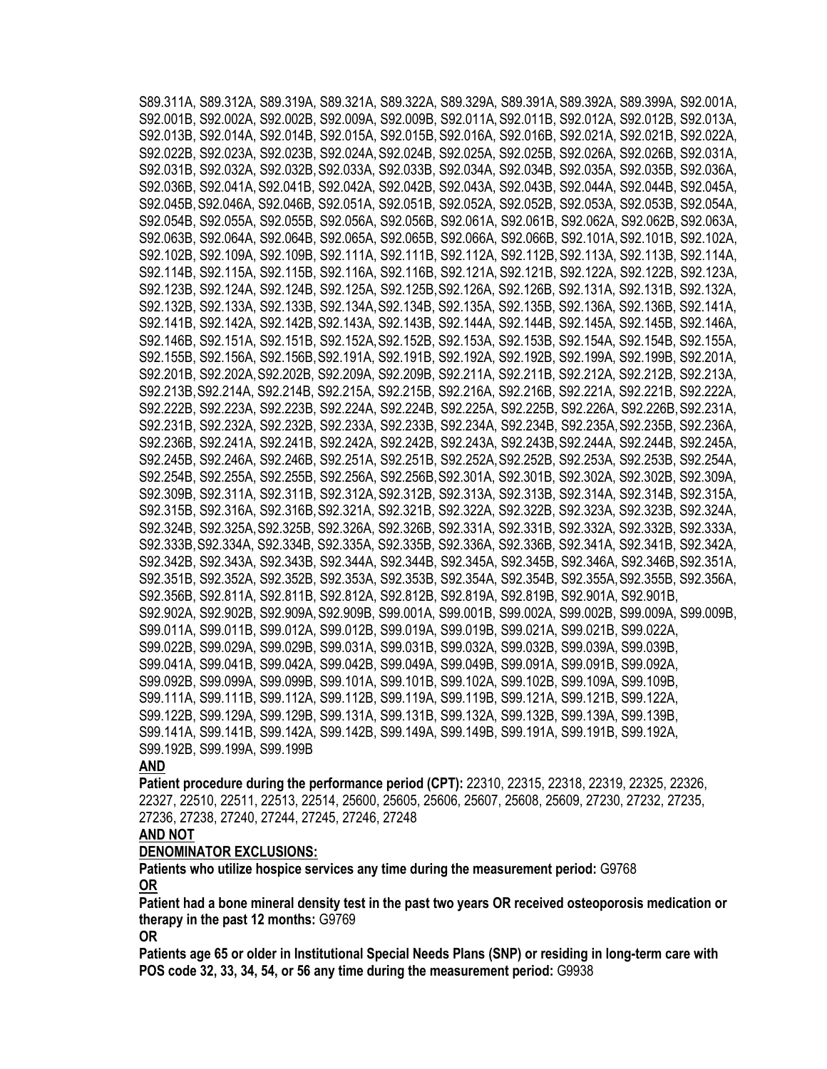S89.311A, S89.312A, S89.319A, S89.321A, S89.322A, S89.329A, S89.391A, S89.392A, S89.399A, S92.001A, S92.001B, S92.002A, S92.002B, S92.009A, S92.009B, S92.011A, S92.011B, S92.012A, S92.012B, S92.013A, S92.013B, S92.014A, S92.014B, S92.015A, S92.015B, S92.016A, S92.016B, S92.021A, S92.021B, S92.022A, S92.022B, S92.023A, S92.023B, S92.024A, S92.024B, S92.025A, S92.025B, S92.026A, S92.026B, S92.031A, S92.031B, S92.032A, S92.032B, S92.033A, S92.033B, S92.034A, S92.034B, S92.035A, S92.035B, S92.036A, S92.036B, S92.041A, S92.041B, S92.042A, S92.042B, S92.043A, S92.043B, S92.044A, S92.044B, S92.045A, S92.045B, S92.046A, S92.046B, S92.051A, S92.051B, S92.052A, S92.052B, S92.053A, S92.053B, S92.054A, S92.054B, S92.055A, S92.055B, S92.056A, S92.056B, S92.061A, S92.061B, S92.062A, S92.062B, S92.063A, S92.063B, S92.064A, S92.064B, S92.065A, S92.065B, S92.066A, S92.066B, S92.101A, S92.101B, S92.102A, S92.102B, S92.109A, S92.109B, S92.111A, S92.111B, S92.112A, S92.112B, S92.113A, S92.113B, S92.114A, S92.114B, S92.115A, S92.115B, S92.116A, S92.116B, S92.121A, S92.121B, S92.122A, S92.122B, S92.123A, S92.123B, S92.124A, S92.124B, S92.125A, S92.125B, S92.126A, S92.126B, S92.131A, S92.131B, S92.132A, S92.132B, S92.133A, S92.133B, S92.134A, S92.134B, S92.135A, S92.135B, S92.136A, S92.136B, S92.141A, S92.141B, S92.142A, S92.142B, S92.143A, S92.143B, S92.144A, S92.144B, S92.145A, S92.145B, S92.146A, S92.146B, S92.151A, S92.151B, S92.152A, S92.152B, S92.153A, S92.153B, S92.154A, S92.154B, S92.155A, S92.155B, S92.156A, S92.156B, S92.191A, S92.191B, S92.192A, S92.192B, S92.199A, S92.199B, S92.201A, S92.201B, S92.202A, S92.202B, S92.209A, S92.209B, S92.211A, S92.211B, S92.212A, S92.212B, S92.213A, S92.213B, S92.214A, S92.214B, S92.215A, S92.215B, S92.216A, S92.216B, S92.221A, S92.221B, S92.222A, S92.222B, S92.223A, S92.223B, S92.224A, S92.224B, S92.225A, S92.225B, S92.226A, S92.226B, S92.231A, S92.231B, S92.232A, S92.232B, S92.233A, S92.233B, S92.234A, S92.234B, S92.235A, S92.235B, S92.236A, S92.236B, S92.241A, S92.241B, S92.242A, S92.242B, S92.243A, S92.243B, S92.244A, S92.244B, S92.245A, S92.245B, S92.246A, S92.246B, S92.251A, S92.251B, S92.252A, S92.252B, S92.253A, S92.253B, S92.254A, S92.254B, S92.255A, S92.255B, S92.256A, S92.256B, S92.301A, S92.301B, S92.302A, S92.302B, S92.309A, S92.309B, S92.311A, S92.311B, S92.312A, S92.312B, S92.313A, S92.313B, S92.314A, S92.314B, S92.315A, S92.315B, S92.316A, S92.316B, S92.321A, S92.321B, S92.322A, S92.322B, S92.323A, S92.323B, S92.324A, S92.324B, S92.325A, S92.325B, S92.326A, S92.326B, S92.331A, S92.331B, S92.332A, S92.332B, S92.333A, S92.333B, S92.334A, S92.334B, S92.335A, S92.335B, S92.336A, S92.336B, S92.341A, S92.341B, S92.342A, S92.342B, S92.343A, S92.343B, S92.344A, S92.344B, S92.345A, S92.345B, S92.346A, S92.346B, S92.351A, S92.351B, S92.352A, S92.352B, S92.353A, S92.353B, S92.354A, S92.354B, S92.355A, S92.355B, S92.356A, S92.356B, S92.811A, S92.811B, S92.812A, S92.812B, S92.819A, S92.819B, S92.901A, S92.901B, S92.902A, S92.902B, S92.909A, S92.909B, S99.001A, S99.001B, S99.002A, S99.002B, S99.009A, S99.009B, S99.011A, S99.011B, S99.012A, S99.012B, S99.019A, S99.019B, S99.021A, S99.021B, S99.022A, S99.022B, S99.029A, S99.029B, S99.031A, S99.031B, S99.032A, S99.032B, S99.039A, S99.039B, S99.041A, S99.041B, S99.042A, S99.042B, S99.049A, S99.049B, S99.091A, S99.091B, S99.092A, S99.092B, S99.099A, S99.099B, S99.101A, S99.101B, S99.102A, S99.102B, S99.109A, S99.109B, S99.111A, S99.111B, S99.112A, S99.112B, S99.119A, S99.119B, S99.121A, S99.121B, S99.122A, S99.122B, S99.129A, S99.129B, S99.131A, S99.131B, S99.132A, S99.132B, S99.139A, S99.139B, S99.141A, S99.141B, S99.142A, S99.142B, S99.149A, S99.149B, S99.191A, S99.191B, S99.192A, S99.192B, S99.199A, S99.199B

**AND**

**Patient procedure during the performance period (CPT):** 22310, 22315, 22318, 22319, 22325, 22326, 22327, 22510, 22511, 22513, 22514, 25600, 25605, 25606, 25607, 25608, 25609, 27230, 27232, 27235, 27236, 27238, 27240, 27244, 27245, 27246, 27248

**AND NOT**

**DENOMINATOR EXCLUSIONS:**

**Patients who utilize hospice services any time during the measurement period:** G9768

**OR**

**Patient had a bone mineral density test in the past two years OR received osteoporosis medication or therapy in the past 12 months:** G9769

**OR**

**Patients age 65 or older in Institutional Special Needs Plans (SNP) or residing in long-term care with POS code 32, 33, 34, 54, or 56 any time during the measurement period:** G9938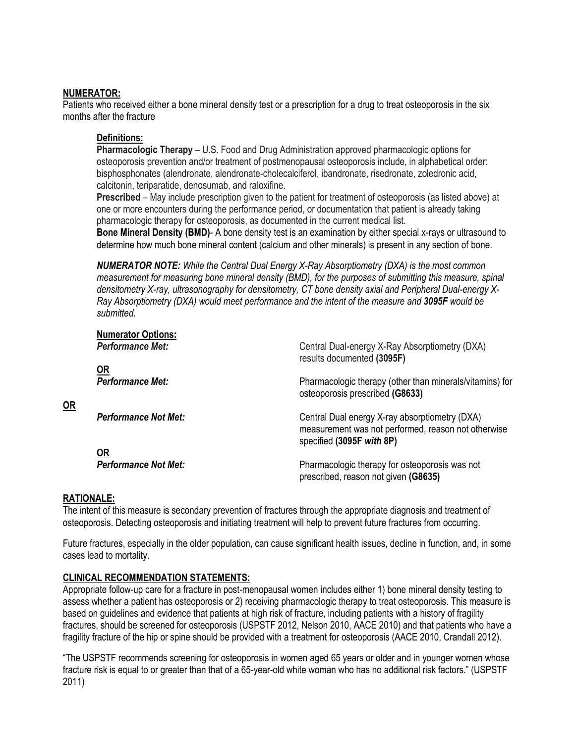**NUMERATOR:**
Patients who received either a bone mineral density test or a prescription for a drug to treat osteoporosis in the six months after the fracture

**Definitions:**
**Pharmacologic Therapy** – U.S. Food and Drug Administration approved pharmacologic options for osteoporosis prevention and/or treatment of postmenopausal osteoporosis include, in alphabetical order: bisphosphonates (alendronate, alendronate-cholecalciferol, ibandronate, risedronate, zoledronic acid, calcitonin, teriparatide, denosumab, and raloxifine.
**Prescribed** – May include prescription given to the patient for treatment of osteoporosis (as listed above) at one or more encounters during the performance period, or documentation that patient is already taking pharmacologic therapy for osteoporosis, as documented in the current medical list.
**Bone Mineral Density (BMD)**- A bone density test is an examination by either special x-rays or ultrasound to determine how much bone mineral content (calcium and other minerals) is present in any section of bone.

***NUMERATOR NOTE:** While the Central Dual Energy X-Ray Absorptiometry (DXA) is the most common measurement for measuring bone mineral density (BMD), for the purposes of submitting this measure, spinal densitometry X-ray, ultrasonography for densitometry, CT bone density axial and Peripheral Dual-energy X-Ray Absorptiometry (DXA) would meet performance and the intent of the measure and **3095F** would be submitted.*

**Numerator Options:**

***Performance Met:*** Central Dual-energy X-Ray Absorptiometry (DXA) results documented **(3095F)**

**OR**

***Performance Met:*** Pharmacologic therapy (other than minerals/vitamins) for osteoporosis prescribed **(G8633)**

**OR**

***Performance Not Met:*** Central Dual energy X-ray absorptiometry (DXA) measurement was not performed, reason not otherwise specified **(3095F *with* 8P)**

**OR**

***Performance Not Met:*** Pharmacologic therapy for osteoporosis was not prescribed, reason not given **(G8635)**

**RATIONALE:**
The intent of this measure is secondary prevention of fractures through the appropriate diagnosis and treatment of osteoporosis. Detecting osteoporosis and initiating treatment will help to prevent future fractures from occurring.

Future fractures, especially in the older population, can cause significant health issues, decline in function, and, in some cases lead to mortality.

**CLINICAL RECOMMENDATION STATEMENTS:**
Appropriate follow-up care for a fracture in post-menopausal women includes either 1) bone mineral density testing to assess whether a patient has osteoporosis or 2) receiving pharmacologic therapy to treat osteoporosis. This measure is based on guidelines and evidence that patients at high risk of fracture, including patients with a history of fragility fractures, should be screened for osteoporosis (USPSTF 2012, Nelson 2010, AACE 2010) and that patients who have a fragility fracture of the hip or spine should be provided with a treatment for osteoporosis (AACE 2010, Crandall 2012).

"The USPSTF recommends screening for osteoporosis in women aged 65 years or older and in younger women whose fracture risk is equal to or greater than that of a 65-year-old white woman who has no additional risk factors." (USPSTF 2011)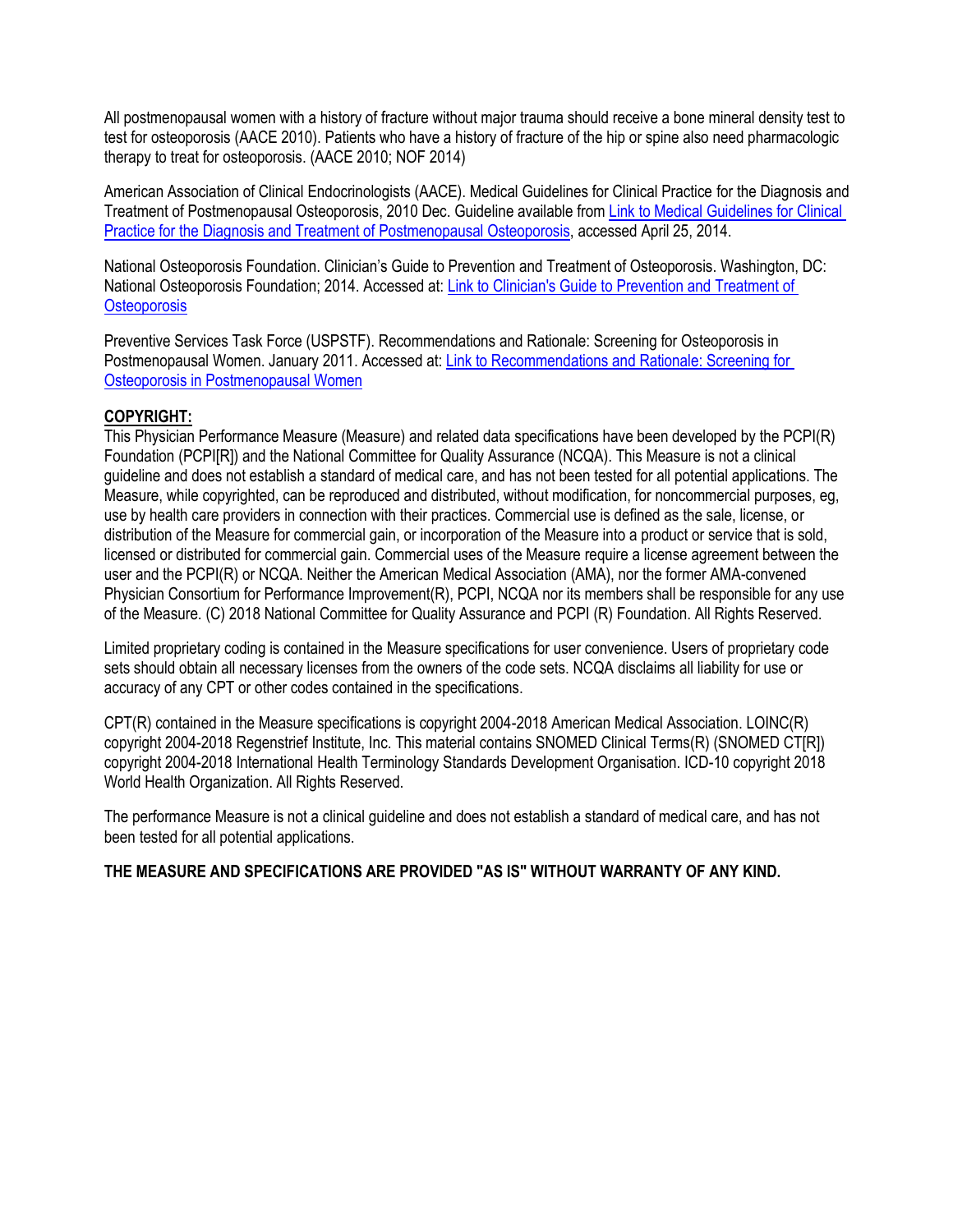All postmenopausal women with a history of fracture without major trauma should receive a bone mineral density test to test for osteoporosis (AACE 2010). Patients who have a history of fracture of the hip or spine also need pharmacologic therapy to treat for osteoporosis. (AACE 2010; NOF 2014)

American Association of Clinical Endocrinologists (AACE). Medical Guidelines for Clinical Practice for the Diagnosis and Treatment of Postmenopausal Osteoporosis, 2010 Dec. Guideline available from Link to Medical Guidelines for Clinical Practice for the Diagnosis and Treatment of Postmenopausal Osteoporosis, accessed April 25, 2014.

National Osteoporosis Foundation. Clinician's Guide to Prevention and Treatment of Osteoporosis. Washington, DC: National Osteoporosis Foundation; 2014. Accessed at: Link to Clinician's Guide to Prevention and Treatment of Osteoporosis

Preventive Services Task Force (USPSTF). Recommendations and Rationale: Screening for Osteoporosis in Postmenopausal Women. January 2011. Accessed at: Link to Recommendations and Rationale: Screening for Osteoporosis in Postmenopausal Women

**COPYRIGHT:**

This Physician Performance Measure (Measure) and related data specifications have been developed by the PCPI(R) Foundation (PCPI[R]) and the National Committee for Quality Assurance (NCQA). This Measure is not a clinical guideline and does not establish a standard of medical care, and has not been tested for all potential applications. The Measure, while copyrighted, can be reproduced and distributed, without modification, for noncommercial purposes, eg, use by health care providers in connection with their practices. Commercial use is defined as the sale, license, or distribution of the Measure for commercial gain, or incorporation of the Measure into a product or service that is sold, licensed or distributed for commercial gain. Commercial uses of the Measure require a license agreement between the user and the PCPI(R) or NCQA. Neither the American Medical Association (AMA), nor the former AMA-convened Physician Consortium for Performance Improvement(R), PCPI, NCQA nor its members shall be responsible for any use of the Measure. (C) 2018 National Committee for Quality Assurance and PCPI (R) Foundation. All Rights Reserved.

Limited proprietary coding is contained in the Measure specifications for user convenience. Users of proprietary code sets should obtain all necessary licenses from the owners of the code sets. NCQA disclaims all liability for use or accuracy of any CPT or other codes contained in the specifications.

CPT(R) contained in the Measure specifications is copyright 2004-2018 American Medical Association. LOINC(R) copyright 2004-2018 Regenstrief Institute, Inc. This material contains SNOMED Clinical Terms(R) (SNOMED CT[R]) copyright 2004-2018 International Health Terminology Standards Development Organisation. ICD-10 copyright 2018 World Health Organization. All Rights Reserved.

The performance Measure is not a clinical guideline and does not establish a standard of medical care, and has not been tested for all potential applications.

**THE MEASURE AND SPECIFICATIONS ARE PROVIDED "AS IS" WITHOUT WARRANTY OF ANY KIND.**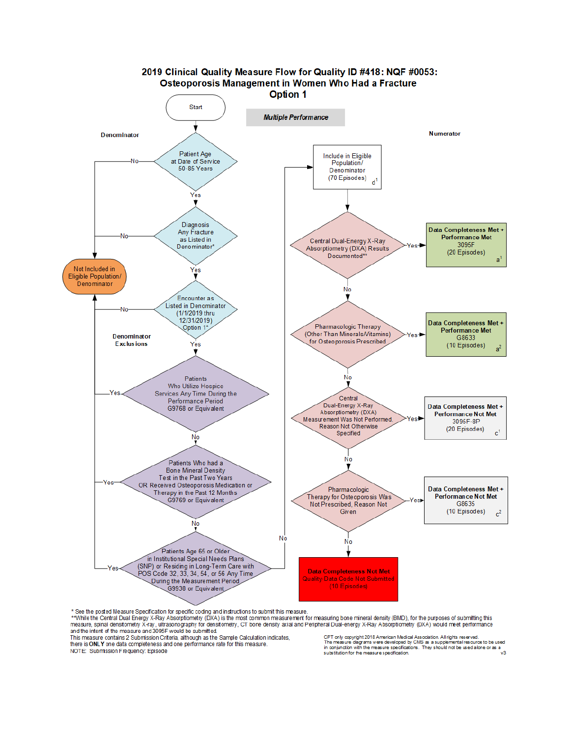# 2019 Clinical Quality Measure Flow for Quality ID #418: NQF #0053: Osteoporosis Management in Women Who Had a Fracture Option 1

***Multiple Performance***

**Denominator**

Start

- Patient Age at Date of Service 50-85 Years
  - No → Not Included in Eligible Population/ Denominator
  - Yes → Diagnosis Any Fracture as Listed in Denominator*
    - No → Not Included in Eligible Population/ Denominator
    - Yes → Encounter as Listed in Denominator (1/1/2019 thru 12/31/2019) Option 1*
      - No → Not Included in Eligible Population/ Denominator
      - Yes → Denominator Exclusions

**Denominator Exclusions**

- Patients Who Utilize Hospice Services Any Time During the Performance Period G9768 or Equivalent
  - Yes → Not Included in Eligible Population/ Denominator
  - No → Patients Who had a Bone Mineral Density Test in the Past Two Years OR Received Osteoporosis Medication or Therapy in the Past 12 Months G9769 or Equivalent
    - Yes → Not Included in Eligible Population/ Denominator
    - No → Patients Age 65 or Older in Institutional Special Needs Plans (SNP) or Residing in Long-Term Care with POS Code 32, 33, 34, 54, or 56 Any Time During the Measurement Period G9938 or Equivalent
      - Yes → Not Included in Eligible Population/ Denominator
      - No → Include in Eligible Population/ Denominator

**Numerator**

Include in Eligible Population/ Denominator (70 Episodes) d[1]

- Central Dual-Energy X-Ray Absorptiometry (DXA) Results Documented**
  - Yes → **Data Completeness Met + Performance Met** 3095F (20 Episodes) a[1]
  - No → Pharmacologic Therapy (Other Than Minerals/Vitamins) for Osteoporosis Prescribed
    - Yes → **Data Completeness Met + Performance Met** G8633 (10 Episodes) a[2]
    - No → Central Dual-Energy X-Ray Absorptiometry (DXA) Measurement Was Not Performed, Reason Not Otherwise Specified
      - Yes → **Data Completeness Met + Performance Not Met** 3095F-8P (20 Episodes) c[1]
      - No → Pharmacologic Therapy for Osteoporosis Was Not Prescribed, Reason Not Given
        - Yes → **Data Completeness Met + Performance Not Met** G8635 (10 Episodes) c[2]
        - No → **Data Completeness Not Met** Quality-Data Code Not Submitted (10 Episodes)

\* See the posted Measure Specification for specific coding and instructions to submit this measure.

**While the Central Dual Energy X-Ray Absorptiometry (DXA) is the most common measurement for measuring bone mineral density (BMD), for the purposes of submitting this measure, spinal densitometry X-ray, ultrasonography for densitometry, CT bone density axial and Peripheral Dual-energy X-Ray Absorptiometry (DXA) would meet performance and the intent of the measure and 3095F would be submitted.

This measure contains 2 Submission Criteria, although as the Sample Calculation indicates, there is **ONLY** one data completeness and one performance rate for this measure.

NOTE: Submission Frequency: Episode

CPT only copyright 2018 American Medical Association. All rights reserved.
The measure diagrams were developed by CMS as a supplemental resource to be used in conjunction with the measure specifications. They should not be used alone or as a substitution for the measure specification.

v3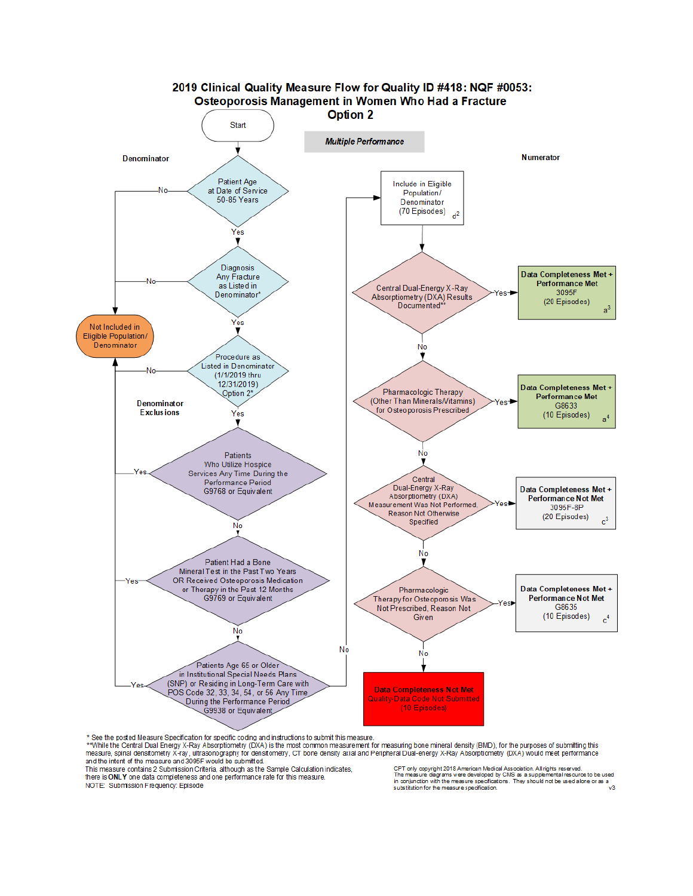# 2019 Clinical Quality Measure Flow for Quality ID #418: NQF #0053: Osteoporosis Management in Women Who Had a Fracture Option 2

***Multiple Performance***

## Denominator

Start

- **Patient Age at Date of Service 50-85 Years**
  - No → Not Included in Eligible Population/ Denominator
  - Yes ↓
- **Diagnosis Any Fracture as Listed in Denominator***
  - No → Not Included in Eligible Population/ Denominator
  - Yes ↓
- **Procedure as Listed in Denominator (1/1/2019 thru 12/31/2019) Option 2***
  - No → Not Included in Eligible Population/ Denominator
  - Yes ↓

### Denominator Exclusions

- **Patients Who Utilize Hospice Services Any Time During the Performance Period G9768 or Equivalent**
  - Yes → Not Included in Eligible Population/ Denominator
  - No ↓
- **Patient Had a Bone Mineral Test in the Past Two Years OR Received Osteoporosis Medication or Therapy in the Past 12 Months G9769 or Equivalent**
  - Yes → Not Included in Eligible Population/ Denominator
  - No ↓
- **Patients Age 65 or Older in Institutional Special Needs Plans (SNP) or Residing in Long-Term Care with POS Code 32, 33, 34, 54, or 56 Any Time During the Performance Period G9938 or Equivalent**
  - Yes → Not Included in Eligible Population/ Denominator
  - No → Include in Eligible Population/ Denominator

## Numerator

**Include in Eligible Population/ Denominator (70 Episodes)** d[2]

- **Central Dual-Energy X-Ray Absorptiometry (DXA) Results Documented****
  - Yes → **Data Completeness Met + Performance Met** 3095F (20 Episodes) a[3]
  - No ↓
- **Pharmacologic Therapy (Other Than Minerals/Vitamins) for Osteoporosis Prescribed**
  - Yes → **Data Completeness Met + Performance Met** G8633 (10 Episodes) a[4]
  - No ↓
- **Central Dual-Energy X-Ray Absorptiometry (DXA) Measurement Was Not Performed, Reason Not Otherwise Specified**
  - Yes → **Data Completeness Met + Performance Not Met** 3095F-8P (20 Episodes) c[3]
  - No ↓
- **Pharmacologic Therapy for Osteoporosis Was Not Prescribed, Reason Not Given**
  - Yes → **Data Completeness Met + Performance Not Met** G8635 (10 Episodes) c[4]
  - No → **Data Completeness Not Met** Quality-Data Code Not Submitted (10 Episodes)

\* See the posted Measure Specification for specific coding and instructions to submit this measure.

**While the Central Dual Energy X-Ray Absorptiometry (DXA) is the most common measurement for measuring bone mineral density (BMD), for the purposes of submitting this measure, spinal densitometry X-ray, ultrasonography for densitometry, CT bone density axial and Peripheral Dual-energy X-Ray Absorptiometry (DXA) would meet performance and the intent of the measure and 3095F would be submitted.

This measure contains 2 Submission Criteria, although as the Sample Calculation indicates, there is **ONLY** one data completeness and one performance rate for this measure.

NOTE: Submission Frequency: Episode

CPT only copyright 2018 American Medical Association. All rights reserved.
The measure diagrams were developed by CMS as a supplemental resource to be used in conjunction with the measure specifications. They should not be used alone or as a substitution for the measure specification.

v3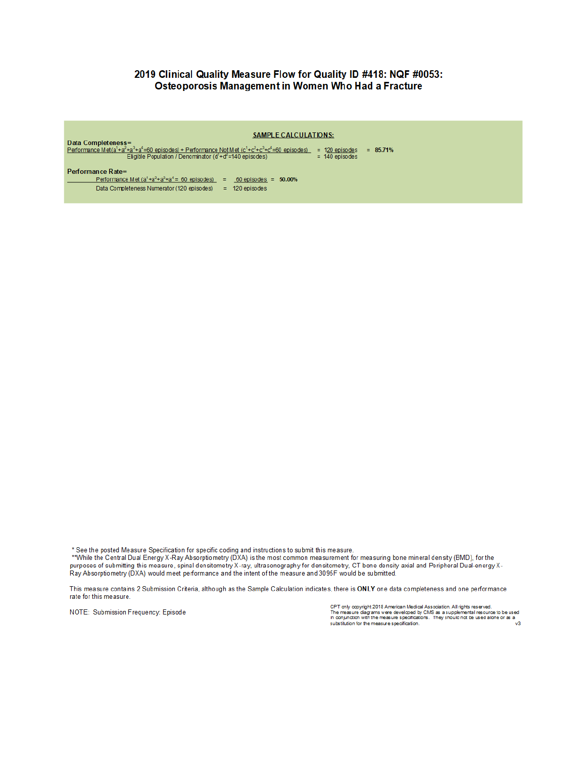# 2019 Clinical Quality Measure Flow for Quality ID #418: NQF #0053: Osteoporosis Management in Women Who Had a Fracture

## SAMPLE CALCULATIONS:

**Data Completeness=**

$$\frac{\text{Performance Met } (a^1+a^2+a^3+a^4=60 \text{ episodes}) + \text{Performance Not Met } (c^1+c^2+c^3+c^4=60 \text{ episodes})}{\text{Eligible Population / Denominator } (d^1+d^2=140 \text{ episodes})} = \frac{120 \text{ episodes}}{140 \text{ episodes}} = \mathbf{85.71\%}$$

**Performance Rate=**

$$\frac{\text{Performance Met } (a^1+a^2+a^3+a^4 = 60 \text{ episodes})}{\text{Data Completeness Numerator } (120 \text{ episodes})} = \frac{60 \text{ episodes}}{120 \text{ episodes}} = \mathbf{50.00\%}$$

* See the posted Measure Specification for specific coding and instructions to submit this measure.
**While the Central Dual Energy X-Ray Absorptiometry (DXA) is the most common measurement for measuring bone mineral density (BMD), for the purposes of submitting this measure, spinal densitometry X-ray, ultrasonography for densitometry, CT bone density axial and Peripheral Dual-energy X-Ray Absorptiometry (DXA) would meet performance and the intent of the measure and 3095F would be submitted.

This measure contains 2 Submission Criteria, although as the Sample Calculation indicates, there is **ONLY** one data completeness and one performance rate for this measure.

NOTE: Submission Frequency: Episode

CPT only copyright 2018 American Medical Association. All rights reserved.
The measure diagrams were developed by CMS as a supplemental resource to be used in conjunction with the measure specifications. They should not be used alone or as a substitution for the measure specification.

v3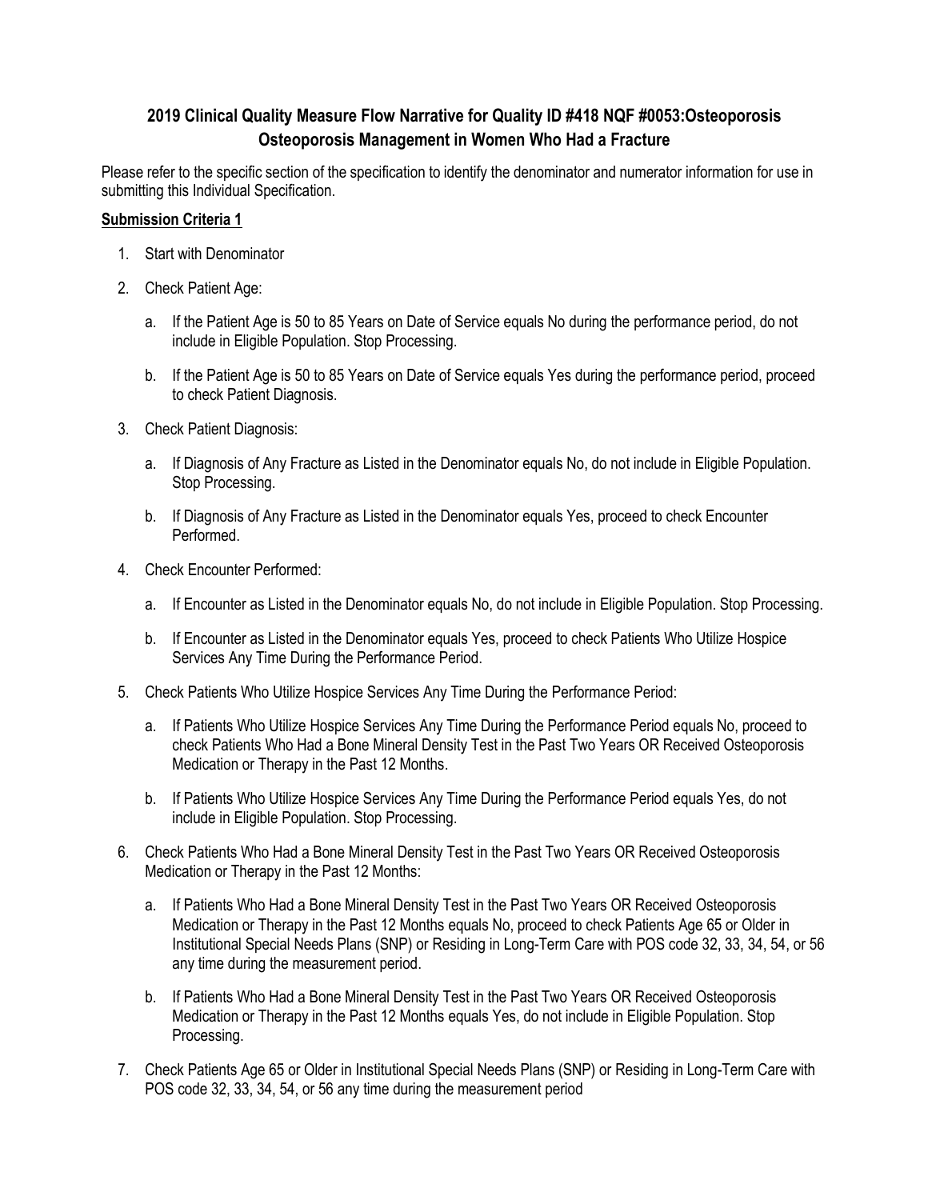# 2019 Clinical Quality Measure Flow Narrative for Quality ID #418 NQF #0053:Osteoporosis Osteoporosis Management in Women Who Had a Fracture

Please refer to the specific section of the specification to identify the denominator and numerator information for use in submitting this Individual Specification.

**Submission Criteria 1**

1. Start with Denominator
2. Check Patient Age:
   a. If the Patient Age is 50 to 85 Years on Date of Service equals No during the performance period, do not include in Eligible Population. Stop Processing.
   b. If the Patient Age is 50 to 85 Years on Date of Service equals Yes during the performance period, proceed to check Patient Diagnosis.
3. Check Patient Diagnosis:
   a. If Diagnosis of Any Fracture as Listed in the Denominator equals No, do not include in Eligible Population. Stop Processing.
   b. If Diagnosis of Any Fracture as Listed in the Denominator equals Yes, proceed to check Encounter Performed.
4. Check Encounter Performed:
   a. If Encounter as Listed in the Denominator equals No, do not include in Eligible Population. Stop Processing.
   b. If Encounter as Listed in the Denominator equals Yes, proceed to check Patients Who Utilize Hospice Services Any Time During the Performance Period.
5. Check Patients Who Utilize Hospice Services Any Time During the Performance Period:
   a. If Patients Who Utilize Hospice Services Any Time During the Performance Period equals No, proceed to check Patients Who Had a Bone Mineral Density Test in the Past Two Years OR Received Osteoporosis Medication or Therapy in the Past 12 Months.
   b. If Patients Who Utilize Hospice Services Any Time During the Performance Period equals Yes, do not include in Eligible Population. Stop Processing.
6. Check Patients Who Had a Bone Mineral Density Test in the Past Two Years OR Received Osteoporosis Medication or Therapy in the Past 12 Months:
   a. If Patients Who Had a Bone Mineral Density Test in the Past Two Years OR Received Osteoporosis Medication or Therapy in the Past 12 Months equals No, proceed to check Patients Age 65 or Older in Institutional Special Needs Plans (SNP) or Residing in Long-Term Care with POS code 32, 33, 34, 54, or 56 any time during the measurement period.
   b. If Patients Who Had a Bone Mineral Density Test in the Past Two Years OR Received Osteoporosis Medication or Therapy in the Past 12 Months equals Yes, do not include in Eligible Population. Stop Processing.
7. Check Patients Age 65 or Older in Institutional Special Needs Plans (SNP) or Residing in Long-Term Care with POS code 32, 33, 34, 54, or 56 any time during the measurement period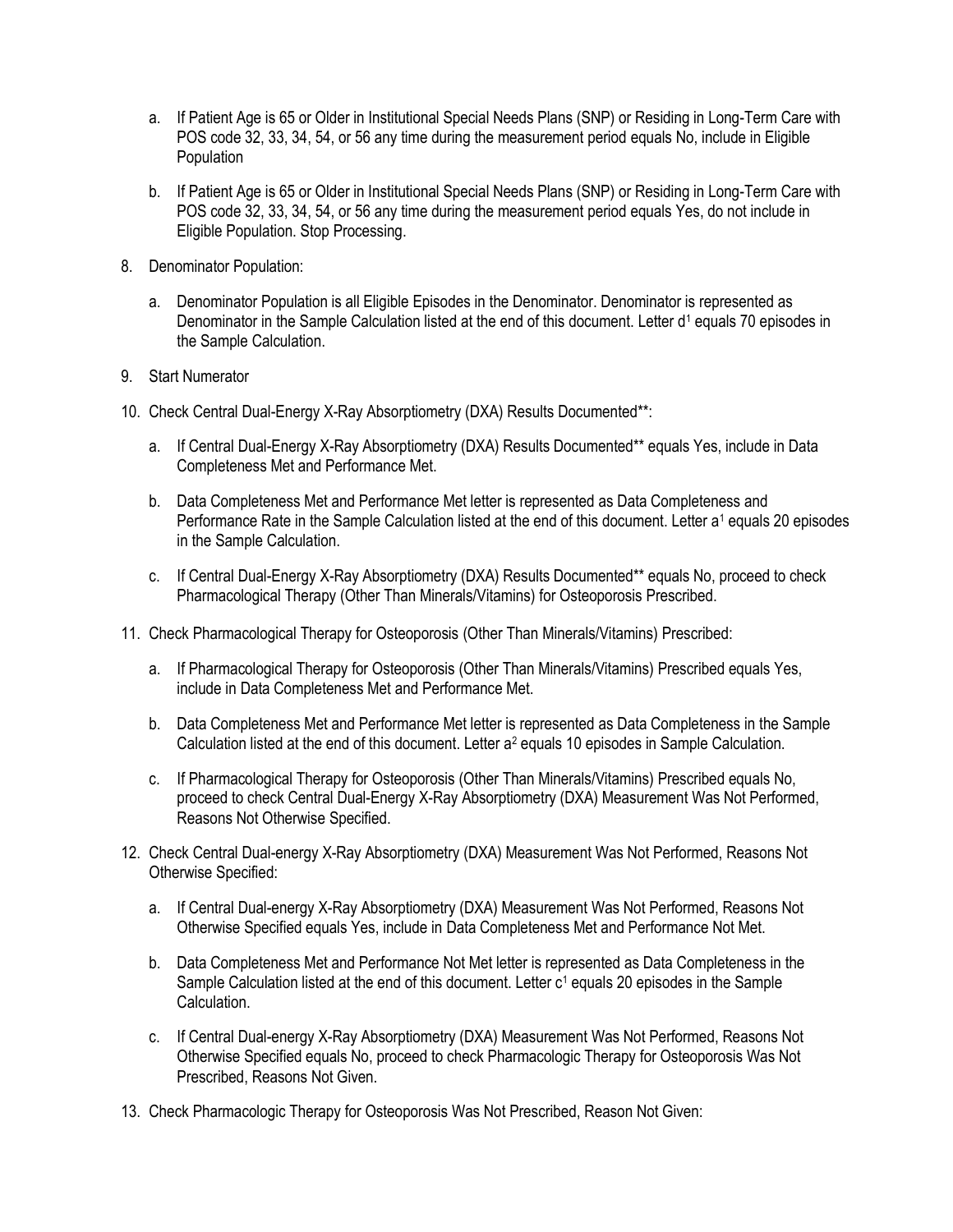a. If Patient Age is 65 or Older in Institutional Special Needs Plans (SNP) or Residing in Long-Term Care with POS code 32, 33, 34, 54, or 56 any time during the measurement period equals No, include in Eligible Population

b. If Patient Age is 65 or Older in Institutional Special Needs Plans (SNP) or Residing in Long-Term Care with POS code 32, 33, 34, 54, or 56 any time during the measurement period equals Yes, do not include in Eligible Population. Stop Processing.

8. Denominator Population:

   a. Denominator Population is all Eligible Episodes in the Denominator. Denominator is represented as Denominator in the Sample Calculation listed at the end of this document. Letter $d^1$ equals 70 episodes in the Sample Calculation.

9. Start Numerator

10. Check Central Dual-Energy X-Ray Absorptiometry (DXA) Results Documented**:

    a. If Central Dual-Energy X-Ray Absorptiometry (DXA) Results Documented** equals Yes, include in Data Completeness Met and Performance Met.

    b. Data Completeness Met and Performance Met letter is represented as Data Completeness and Performance Rate in the Sample Calculation listed at the end of this document. Letter $a^1$ equals 20 episodes in the Sample Calculation.

    c. If Central Dual-Energy X-Ray Absorptiometry (DXA) Results Documented** equals No, proceed to check Pharmacological Therapy (Other Than Minerals/Vitamins) for Osteoporosis Prescribed.

11. Check Pharmacological Therapy for Osteoporosis (Other Than Minerals/Vitamins) Prescribed:

    a. If Pharmacological Therapy for Osteoporosis (Other Than Minerals/Vitamins) Prescribed equals Yes, include in Data Completeness Met and Performance Met.

    b. Data Completeness Met and Performance Met letter is represented as Data Completeness in the Sample Calculation listed at the end of this document. Letter $a^2$ equals 10 episodes in Sample Calculation.

    c. If Pharmacological Therapy for Osteoporosis (Other Than Minerals/Vitamins) Prescribed equals No, proceed to check Central Dual-Energy X-Ray Absorptiometry (DXA) Measurement Was Not Performed, Reasons Not Otherwise Specified.

12. Check Central Dual-energy X-Ray Absorptiometry (DXA) Measurement Was Not Performed, Reasons Not Otherwise Specified:

    a. If Central Dual-energy X-Ray Absorptiometry (DXA) Measurement Was Not Performed, Reasons Not Otherwise Specified equals Yes, include in Data Completeness Met and Performance Not Met.

    b. Data Completeness Met and Performance Not Met letter is represented as Data Completeness in the Sample Calculation listed at the end of this document. Letter $c^1$ equals 20 episodes in the Sample Calculation.

    c. If Central Dual-energy X-Ray Absorptiometry (DXA) Measurement Was Not Performed, Reasons Not Otherwise Specified equals No, proceed to check Pharmacologic Therapy for Osteoporosis Was Not Prescribed, Reasons Not Given.

13. Check Pharmacologic Therapy for Osteoporosis Was Not Prescribed, Reason Not Given: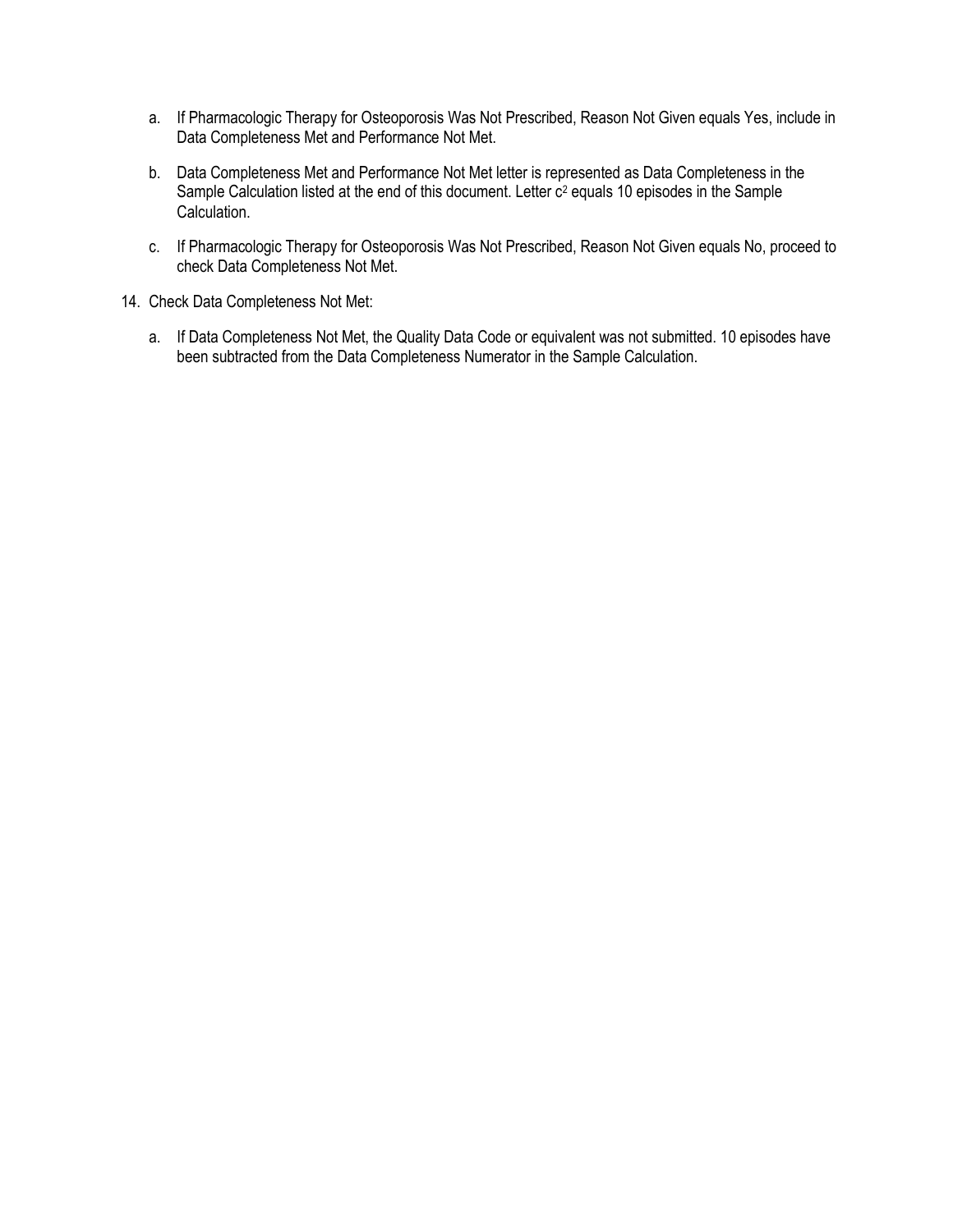a. If Pharmacologic Therapy for Osteoporosis Was Not Prescribed, Reason Not Given equals Yes, include in Data Completeness Met and Performance Not Met.

b. Data Completeness Met and Performance Not Met letter is represented as Data Completeness in the Sample Calculation listed at the end of this document. Letter $c^2$ equals 10 episodes in the Sample Calculation.

c. If Pharmacologic Therapy for Osteoporosis Was Not Prescribed, Reason Not Given equals No, proceed to check Data Completeness Not Met.

14. Check Data Completeness Not Met:

    a. If Data Completeness Not Met, the Quality Data Code or equivalent was not submitted. 10 episodes have been subtracted from the Data Completeness Numerator in the Sample Calculation.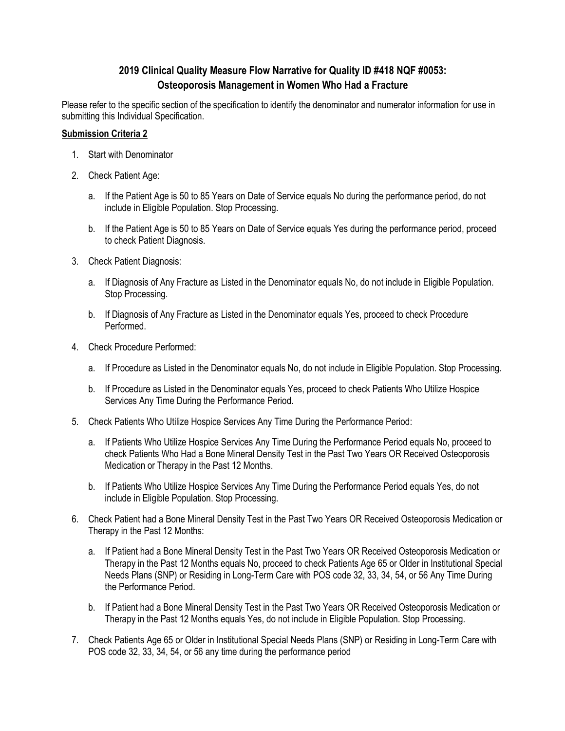# 2019 Clinical Quality Measure Flow Narrative for Quality ID #418 NQF #0053: Osteoporosis Management in Women Who Had a Fracture

Please refer to the specific section of the specification to identify the denominator and numerator information for use in submitting this Individual Specification.

**Submission Criteria 2**

1. Start with Denominator
2. Check Patient Age:
   a. If the Patient Age is 50 to 85 Years on Date of Service equals No during the performance period, do not include in Eligible Population. Stop Processing.
   b. If the Patient Age is 50 to 85 Years on Date of Service equals Yes during the performance period, proceed to check Patient Diagnosis.
3. Check Patient Diagnosis:
   a. If Diagnosis of Any Fracture as Listed in the Denominator equals No, do not include in Eligible Population. Stop Processing.
   b. If Diagnosis of Any Fracture as Listed in the Denominator equals Yes, proceed to check Procedure Performed.
4. Check Procedure Performed:
   a. If Procedure as Listed in the Denominator equals No, do not include in Eligible Population. Stop Processing.
   b. If Procedure as Listed in the Denominator equals Yes, proceed to check Patients Who Utilize Hospice Services Any Time During the Performance Period.
5. Check Patients Who Utilize Hospice Services Any Time During the Performance Period:
   a. If Patients Who Utilize Hospice Services Any Time During the Performance Period equals No, proceed to check Patients Who Had a Bone Mineral Density Test in the Past Two Years OR Received Osteoporosis Medication or Therapy in the Past 12 Months.
   b. If Patients Who Utilize Hospice Services Any Time During the Performance Period equals Yes, do not include in Eligible Population. Stop Processing.
6. Check Patient had a Bone Mineral Density Test in the Past Two Years OR Received Osteoporosis Medication or Therapy in the Past 12 Months:
   a. If Patient had a Bone Mineral Density Test in the Past Two Years OR Received Osteoporosis Medication or Therapy in the Past 12 Months equals No, proceed to check Patients Age 65 or Older in Institutional Special Needs Plans (SNP) or Residing in Long-Term Care with POS code 32, 33, 34, 54, or 56 Any Time During the Performance Period.
   b. If Patient had a Bone Mineral Density Test in the Past Two Years OR Received Osteoporosis Medication or Therapy in the Past 12 Months equals Yes, do not include in Eligible Population. Stop Processing.
7. Check Patients Age 65 or Older in Institutional Special Needs Plans (SNP) or Residing in Long-Term Care with POS code 32, 33, 34, 54, or 56 any time during the performance period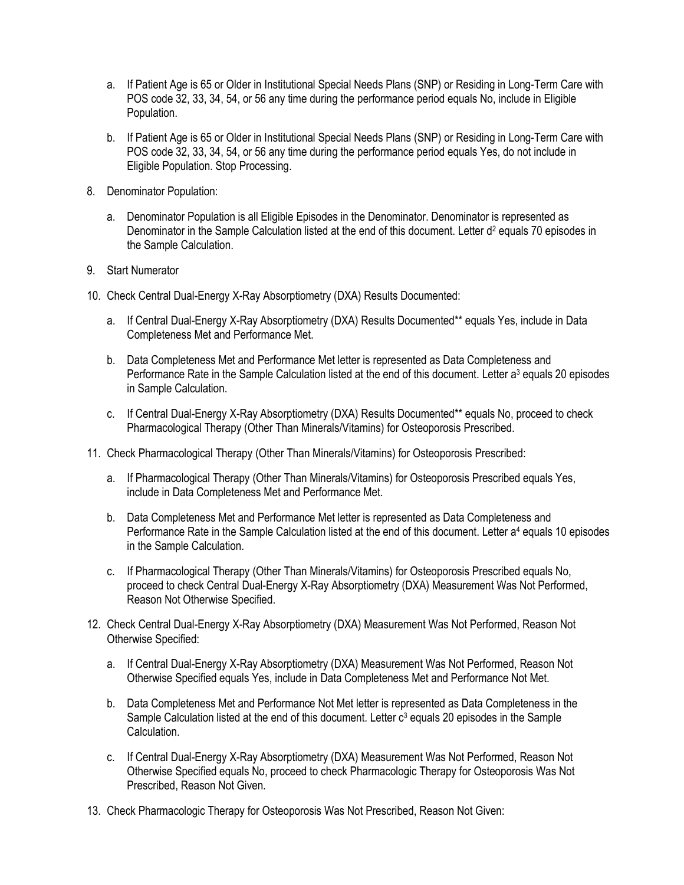a. If Patient Age is 65 or Older in Institutional Special Needs Plans (SNP) or Residing in Long-Term Care with POS code 32, 33, 34, 54, or 56 any time during the performance period equals No, include in Eligible Population.

b. If Patient Age is 65 or Older in Institutional Special Needs Plans (SNP) or Residing in Long-Term Care with POS code 32, 33, 34, 54, or 56 any time during the performance period equals Yes, do not include in Eligible Population. Stop Processing.

8. Denominator Population:

   a. Denominator Population is all Eligible Episodes in the Denominator. Denominator is represented as Denominator in the Sample Calculation listed at the end of this document. Letter $d^2$ equals 70 episodes in the Sample Calculation.

9. Start Numerator

10. Check Central Dual-Energy X-Ray Absorptiometry (DXA) Results Documented:

    a. If Central Dual-Energy X-Ray Absorptiometry (DXA) Results Documented** equals Yes, include in Data Completeness Met and Performance Met.

    b. Data Completeness Met and Performance Met letter is represented as Data Completeness and Performance Rate in the Sample Calculation listed at the end of this document. Letter $a^3$ equals 20 episodes in Sample Calculation.

    c. If Central Dual-Energy X-Ray Absorptiometry (DXA) Results Documented** equals No, proceed to check Pharmacological Therapy (Other Than Minerals/Vitamins) for Osteoporosis Prescribed.

11. Check Pharmacological Therapy (Other Than Minerals/Vitamins) for Osteoporosis Prescribed:

    a. If Pharmacological Therapy (Other Than Minerals/Vitamins) for Osteoporosis Prescribed equals Yes, include in Data Completeness Met and Performance Met.

    b. Data Completeness Met and Performance Met letter is represented as Data Completeness and Performance Rate in the Sample Calculation listed at the end of this document. Letter $a^4$ equals 10 episodes in the Sample Calculation.

    c. If Pharmacological Therapy (Other Than Minerals/Vitamins) for Osteoporosis Prescribed equals No, proceed to check Central Dual-Energy X-Ray Absorptiometry (DXA) Measurement Was Not Performed, Reason Not Otherwise Specified.

12. Check Central Dual-Energy X-Ray Absorptiometry (DXA) Measurement Was Not Performed, Reason Not Otherwise Specified:

    a. If Central Dual-Energy X-Ray Absorptiometry (DXA) Measurement Was Not Performed, Reason Not Otherwise Specified equals Yes, include in Data Completeness Met and Performance Not Met.

    b. Data Completeness Met and Performance Not Met letter is represented as Data Completeness in the Sample Calculation listed at the end of this document. Letter $c^3$ equals 20 episodes in the Sample Calculation.

    c. If Central Dual-Energy X-Ray Absorptiometry (DXA) Measurement Was Not Performed, Reason Not Otherwise Specified equals No, proceed to check Pharmacologic Therapy for Osteoporosis Was Not Prescribed, Reason Not Given.

13. Check Pharmacologic Therapy for Osteoporosis Was Not Prescribed, Reason Not Given: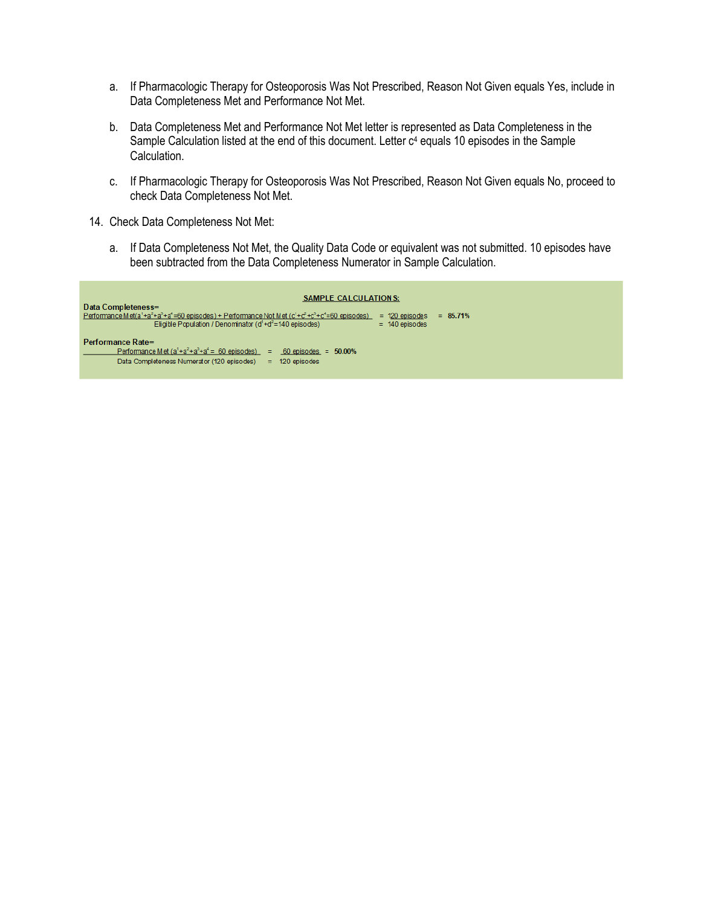a. If Pharmacologic Therapy for Osteoporosis Was Not Prescribed, Reason Not Given equals Yes, include in Data Completeness Met and Performance Not Met.

b. Data Completeness Met and Performance Not Met letter is represented as Data Completeness in the Sample Calculation listed at the end of this document. Letter $c^4$ equals 10 episodes in the Sample Calculation.

c. If Pharmacologic Therapy for Osteoporosis Was Not Prescribed, Reason Not Given equals No, proceed to check Data Completeness Not Met.

14. Check Data Completeness Not Met:

    a. If Data Completeness Not Met, the Quality Data Code or equivalent was not submitted. 10 episodes have been subtracted from the Data Completeness Numerator in Sample Calculation.

**SAMPLE CALCULATIONS:**

**Data Completeness=**

$$\frac{\text{Performance Met } (a^1+a^2+a^3+a^4=60 \text{ episodes}) + \text{Performance Not Met } (c^1+c^2+c^3+c^4=60 \text{ episodes})}{\text{Eligible Population / Denominator } (d^1+d^2=140 \text{ episodes})} = \frac{120 \text{ episodes}}{140 \text{ episodes}} = \mathbf{85.71\%}$$

**Performance Rate=**

$$\frac{\text{Performance Met } (a^1+a^2+a^3+a^4 = 60 \text{ episodes})}{\text{Data Completeness Numerator } (120 \text{ episodes})} = \frac{60 \text{ episodes}}{120 \text{ episodes}} = \mathbf{50.00\%}$$